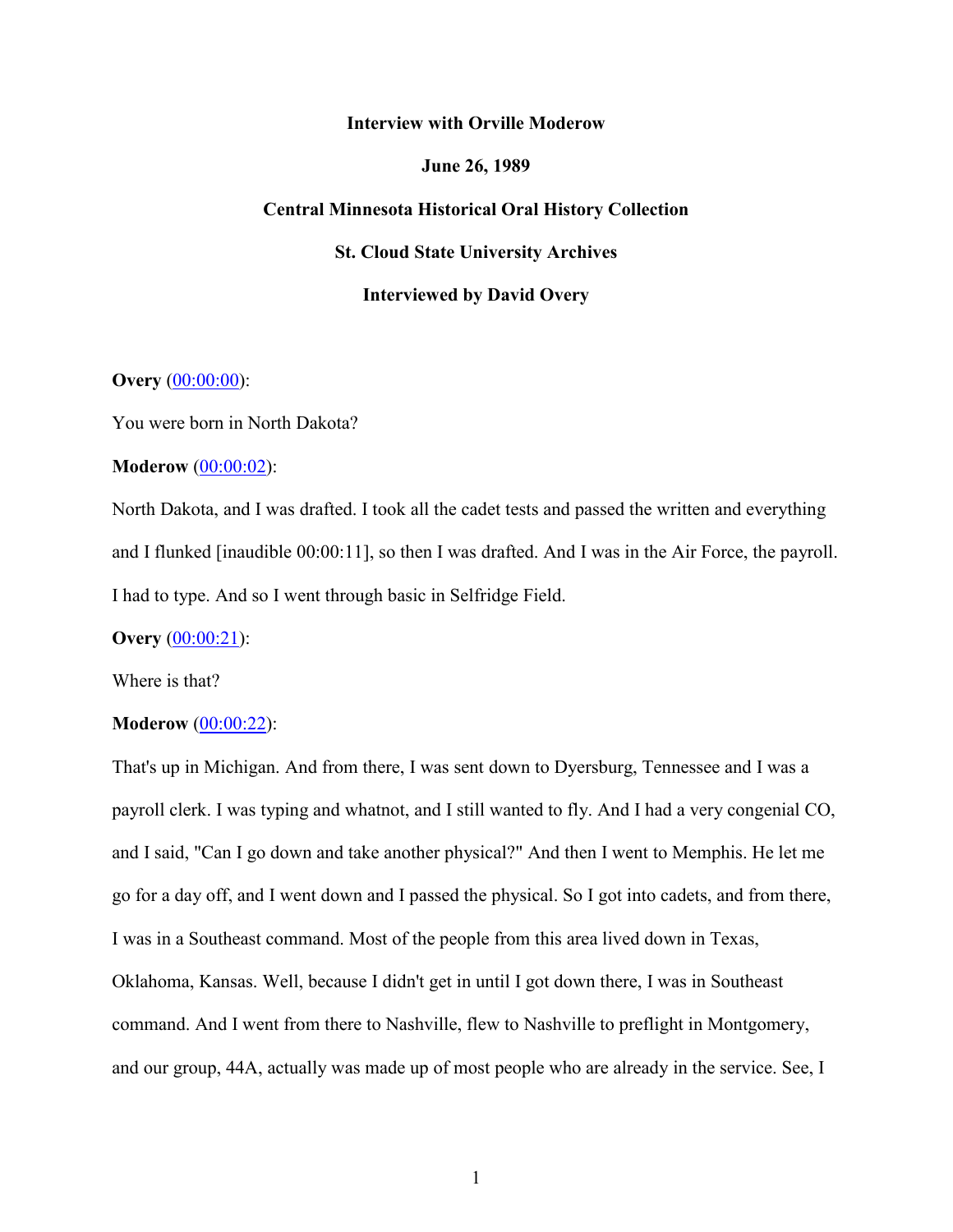**Interview with Orville Moderow**

**June 26, 1989**

**Central Minnesota Historical Oral History Collection**

**St. Cloud State University Archives**

**Interviewed by David Overy**

**Overy** (00:00:00):

You were born in North Dakota?

**Moderow** (00:00:02):

North Dakota, and I was drafted. I took all the cadet tests and passed the written and everything and I flunked [inaudible 00:00:11], so then I was drafted. And I was in the Air Force, the payroll. I had to type. And so I went through basic in Selfridge Field.

**Overy** (00:00:21):

Where is that?

**Moderow** (00:00:22):

That's up in Michigan. And from there, I was sent down to Dyersburg, Tennessee and I was a payroll clerk. I was typing and whatnot, and I still wanted to fly. And I had a very congenial CO, and I said, "Can I go down and take another physical?" And then I went to Memphis. He let me go for a day off, and I went down and I passed the physical. So I got into cadets, and from there, I was in a Southeast command. Most of the people from this area lived down in Texas, Oklahoma, Kansas. Well, because I didn't get in until I got down there, I was in Southeast command. And I went from there to Nashville, flew to Nashville to preflight in Montgomery, and our group, 44A, actually was made up of most people who are already in the service. See, I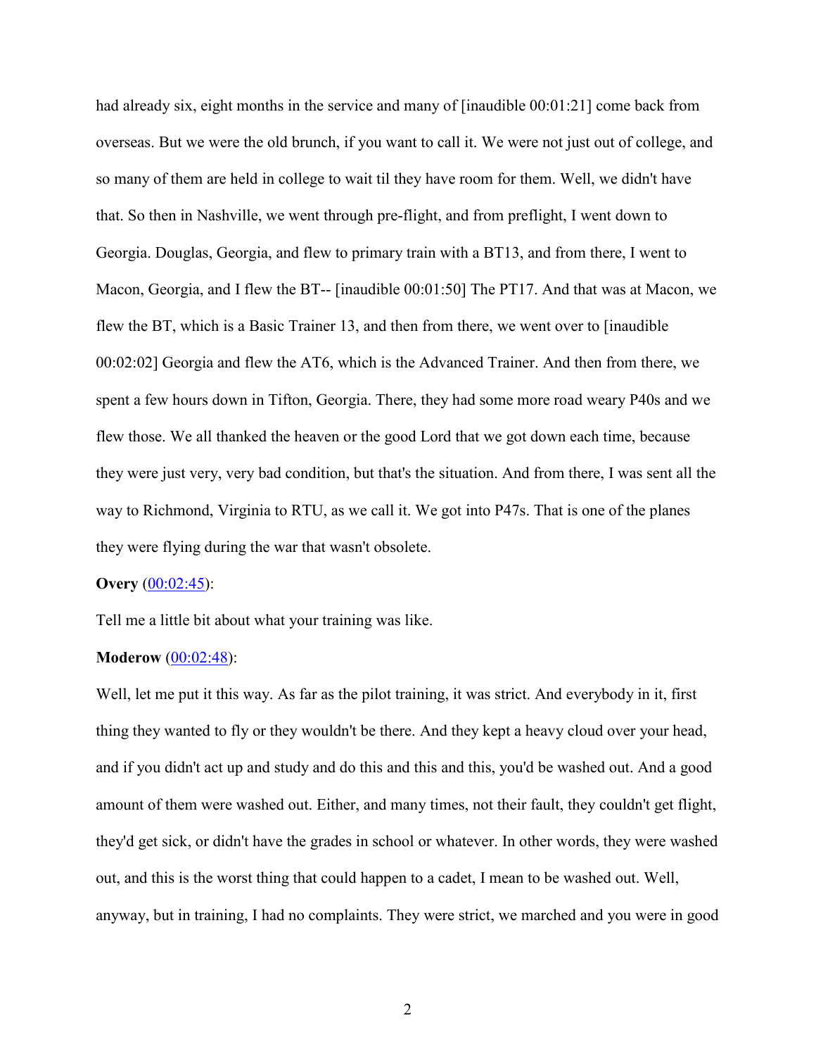had already six, eight months in the service and many of [inaudible 00:01:21] come back from overseas. But we were the old brunch, if you want to call it. We were not just out of college, and so many of them are held in college to wait til they have room for them. Well, we didn't have that. So then in Nashville, we went through pre-flight, and from preflight, I went down to Georgia. Douglas, Georgia, and flew to primary train with a BT13, and from there, I went to Macon, Georgia, and I flew the BT-- [inaudible 00:01:50] The PT17. And that was at Macon, we flew the BT, which is a Basic Trainer 13, and then from there, we went over to [inaudible 00:02:02] Georgia and flew the AT6, which is the Advanced Trainer. And then from there, we spent a few hours down in Tifton, Georgia. There, they had some more road weary P40s and we flew those. We all thanked the heaven or the good Lord that we got down each time, because they were just very, very bad condition, but that's the situation. And from there, I was sent all the way to Richmond, Virginia to RTU, as we call it. We got into P47s. That is one of the planes they were flying during the war that wasn't obsolete.

**Overy** (00:02:45):

Tell me a little bit about what your training was like.

**Moderow** (00:02:48):

Well, let me put it this way. As far as the pilot training, it was strict. And everybody in it, first thing they wanted to fly or they wouldn't be there. And they kept a heavy cloud over your head, and if you didn't act up and study and do this and this and this, you'd be washed out. And a good amount of them were washed out. Either, and many times, not their fault, they couldn't get flight, they'd get sick, or didn't have the grades in school or whatever. In other words, they were washed out, and this is the worst thing that could happen to a cadet, I mean to be washed out. Well, anyway, but in training, I had no complaints. They were strict, we marched and you were in good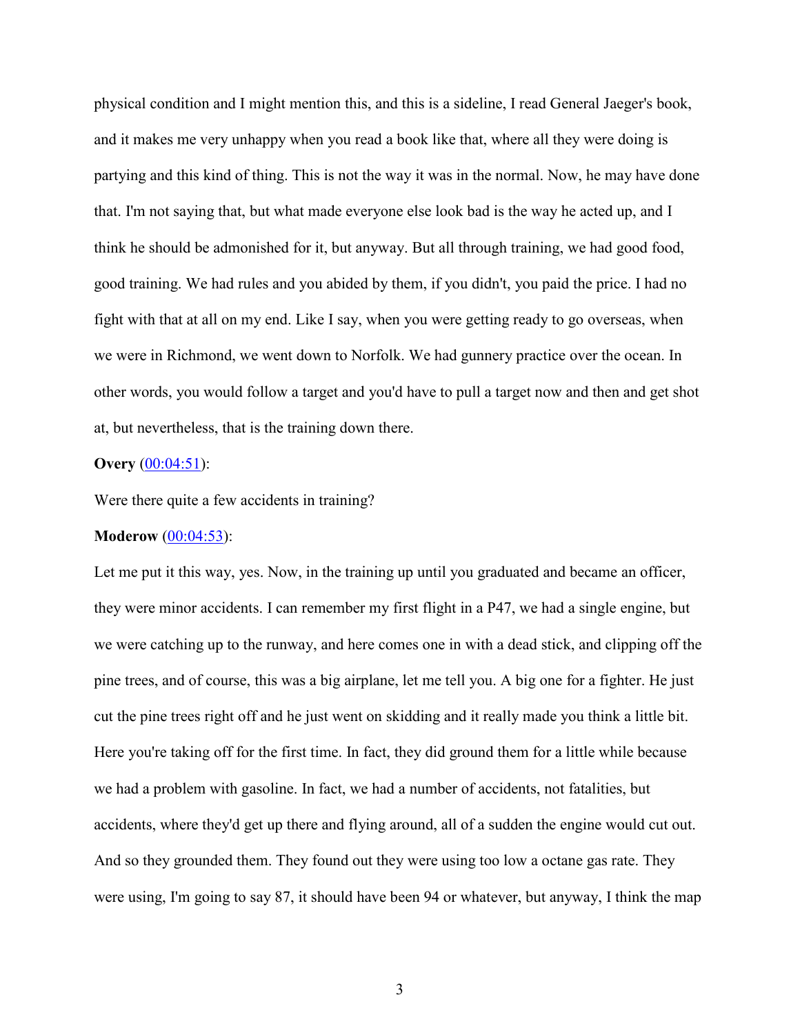physical condition and I might mention this, and this is a sideline, I read General Jaeger's book, and it makes me very unhappy when you read a book like that, where all they were doing is partying and this kind of thing. This is not the way it was in the normal. Now, he may have done that. I'm not saying that, but what made everyone else look bad is the way he acted up, and I think he should be admonished for it, but anyway. But all through training, we had good food, good training. We had rules and you abided by them, if you didn't, you paid the price. I had no fight with that at all on my end. Like I say, when you were getting ready to go overseas, when we were in Richmond, we went down to Norfolk. We had gunnery practice over the ocean. In other words, you would follow a target and you'd have to pull a target now and then and get shot at, but nevertheless, that is the training down there.

**Overy** (00:04:51):

Were there quite a few accidents in training?

**Moderow** (00:04:53):

Let me put it this way, yes. Now, in the training up until you graduated and became an officer, they were minor accidents. I can remember my first flight in a P47, we had a single engine, but we were catching up to the runway, and here comes one in with a dead stick, and clipping off the pine trees, and of course, this was a big airplane, let me tell you. A big one for a fighter. He just cut the pine trees right off and he just went on skidding and it really made you think a little bit. Here you're taking off for the first time. In fact, they did ground them for a little while because we had a problem with gasoline. In fact, we had a number of accidents, not fatalities, but accidents, where they'd get up there and flying around, all of a sudden the engine would cut out. And so they grounded them. They found out they were using too low a octane gas rate. They were using, I'm going to say 87, it should have been 94 or whatever, but anyway, I think the map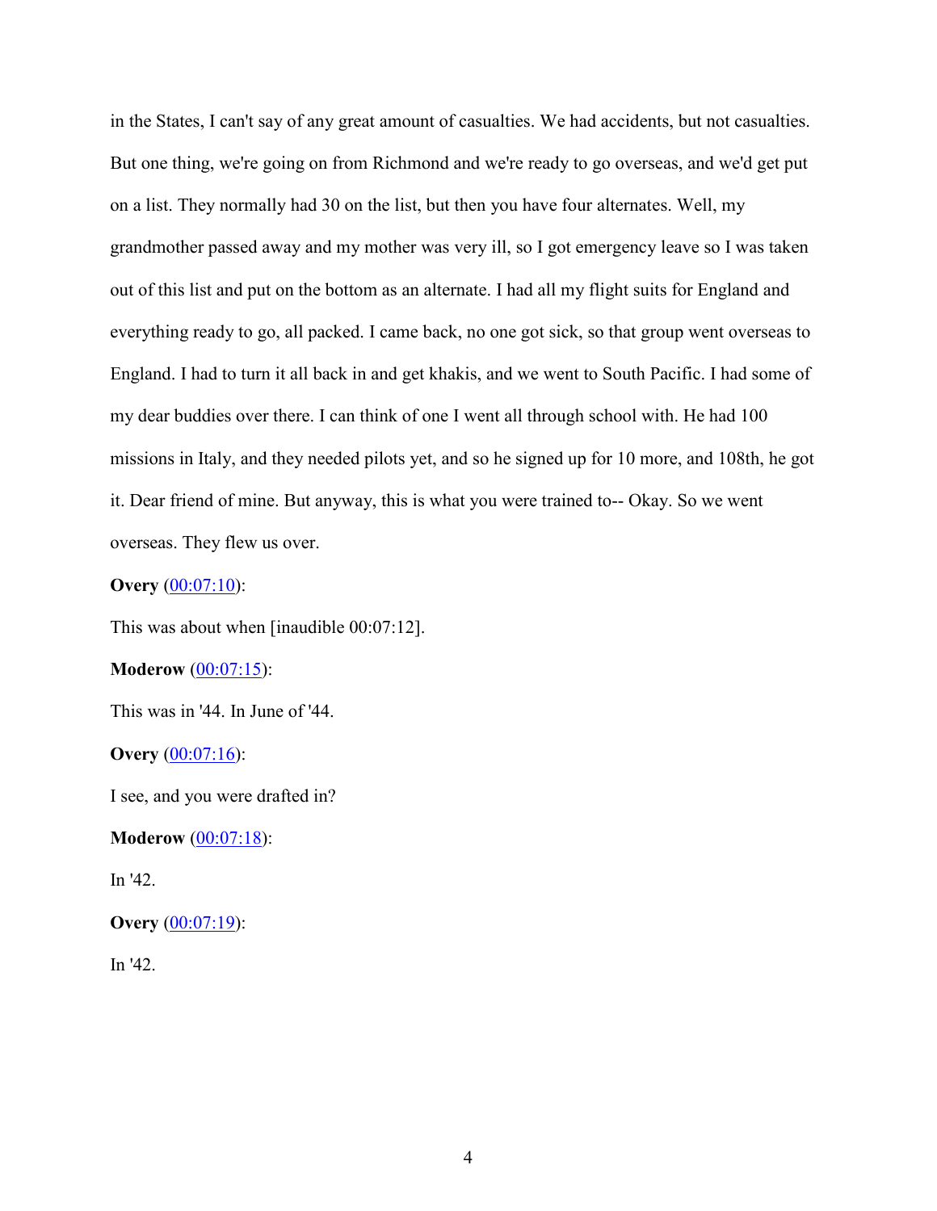in the States, I can't say of any great amount of casualties. We had accidents, but not casualties. But one thing, we're going on from Richmond and we're ready to go overseas, and we'd get put on a list. They normally had 30 on the list, but then you have four alternates. Well, my grandmother passed away and my mother was very ill, so I got emergency leave so I was taken out of this list and put on the bottom as an alternate. I had all my flight suits for England and everything ready to go, all packed. I came back, no one got sick, so that group went overseas to England. I had to turn it all back in and get khakis, and we went to South Pacific. I had some of my dear buddies over there. I can think of one I went all through school with. He had 100 missions in Italy, and they needed pilots yet, and so he signed up for 10 more, and 108th, he got it. Dear friend of mine. But anyway, this is what you were trained to-- Okay. So we went overseas. They flew us over.

**Overy** (00:07:10):

This was about when [inaudible 00:07:12].

**Moderow** (00:07:15):

This was in '44. In June of '44.

**Overy** (00:07:16):

I see, and you were drafted in?

**Moderow** (00:07:18):

In '42.

**Overy** (00:07:19):

In '42.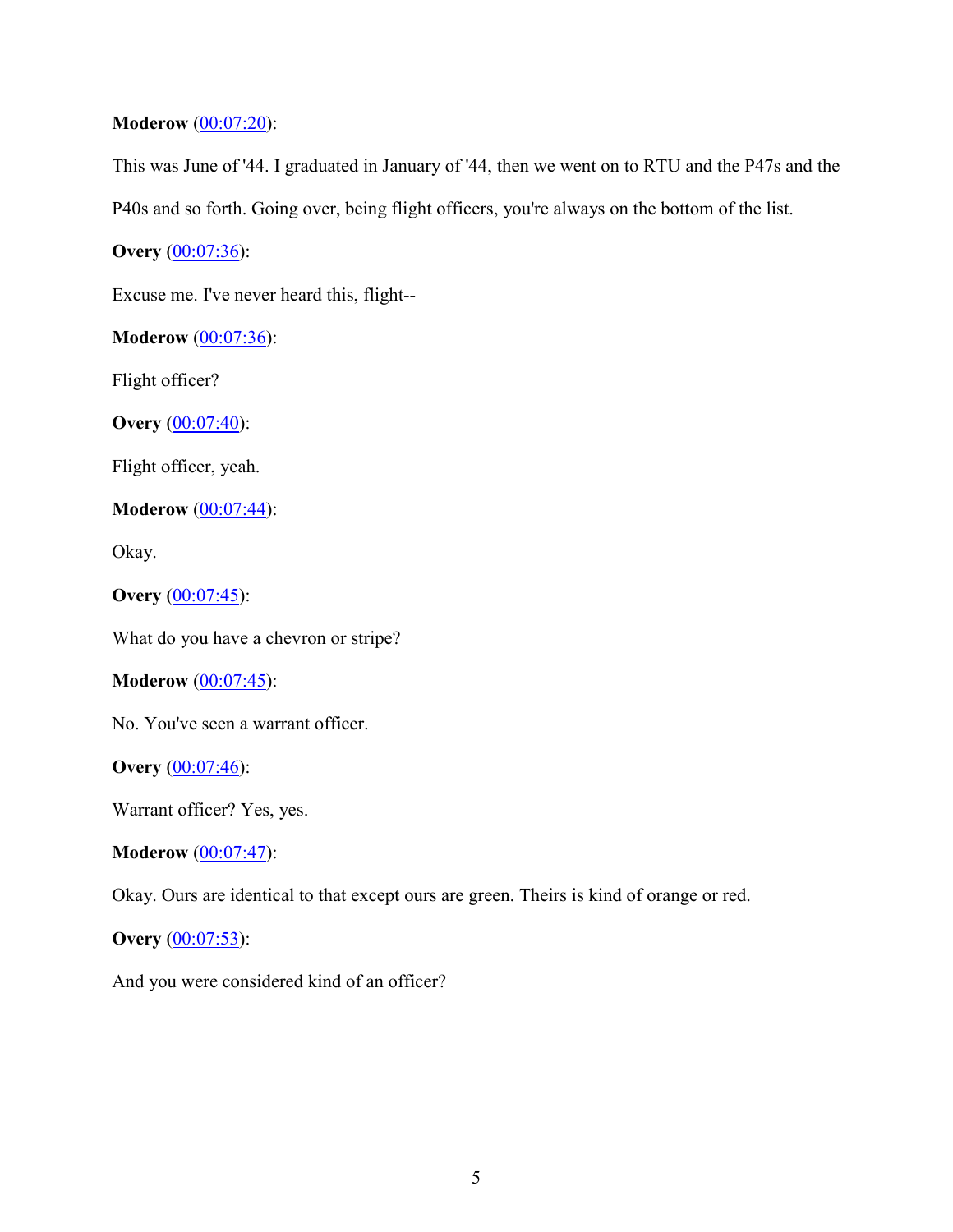**Moderow** (00:07:20):

This was June of '44. I graduated in January of '44, then we went on to RTU and the P47s and the P40s and so forth. Going over, being flight officers, you're always on the bottom of the list.

**Overy** (00:07:36):

Excuse me. I've never heard this, flight--

**Moderow** (00:07:36):

Flight officer?

**Overy** (00:07:40):

Flight officer, yeah.

**Moderow** (00:07:44):

Okay.

**Overy** (00:07:45):

What do you have a chevron or stripe?

**Moderow** (00:07:45):

No. You've seen a warrant officer.

**Overy** (00:07:46):

Warrant officer? Yes, yes.

**Moderow** (00:07:47):

Okay. Ours are identical to that except ours are green. Theirs is kind of orange or red.

**Overy** (00:07:53):

And you were considered kind of an officer?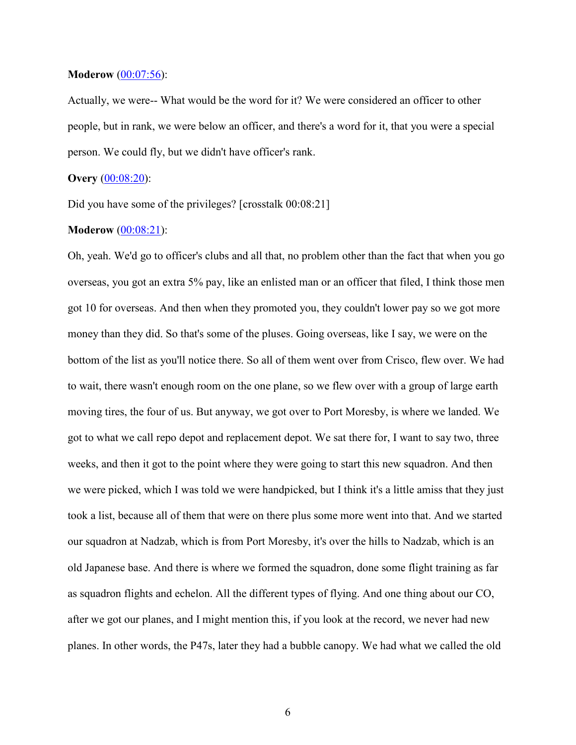**Moderow** ([00:07:56](#)):

Actually, we were-- What would be the word for it? We were considered an officer to other people, but in rank, we were below an officer, and there's a word for it, that you were a special person. We could fly, but we didn't have officer's rank.

**Overy** ([00:08:20](#)):

Did you have some of the privileges? [crosstalk 00:08:21]

**Moderow** ([00:08:21](#)):

Oh, yeah. We'd go to officer's clubs and all that, no problem other than the fact that when you go overseas, you got an extra 5% pay, like an enlisted man or an officer that filed, I think those men got 10 for overseas. And then when they promoted you, they couldn't lower pay so we got more money than they did. So that's some of the pluses. Going overseas, like I say, we were on the bottom of the list as you'll notice there. So all of them went over from Crisco, flew over. We had to wait, there wasn't enough room on the one plane, so we flew over with a group of large earth moving tires, the four of us. But anyway, we got over to Port Moresby, is where we landed. We got to what we call repo depot and replacement depot. We sat there for, I want to say two, three weeks, and then it got to the point where they were going to start this new squadron. And then we were picked, which I was told we were handpicked, but I think it's a little amiss that they just took a list, because all of them that were on there plus some more went into that. And we started our squadron at Nadzab, which is from Port Moresby, it's over the hills to Nadzab, which is an old Japanese base. And there is where we formed the squadron, done some flight training as far as squadron flights and echelon. All the different types of flying. And one thing about our CO, after we got our planes, and I might mention this, if you look at the record, we never had new planes. In other words, the P47s, later they had a bubble canopy. We had what we called the old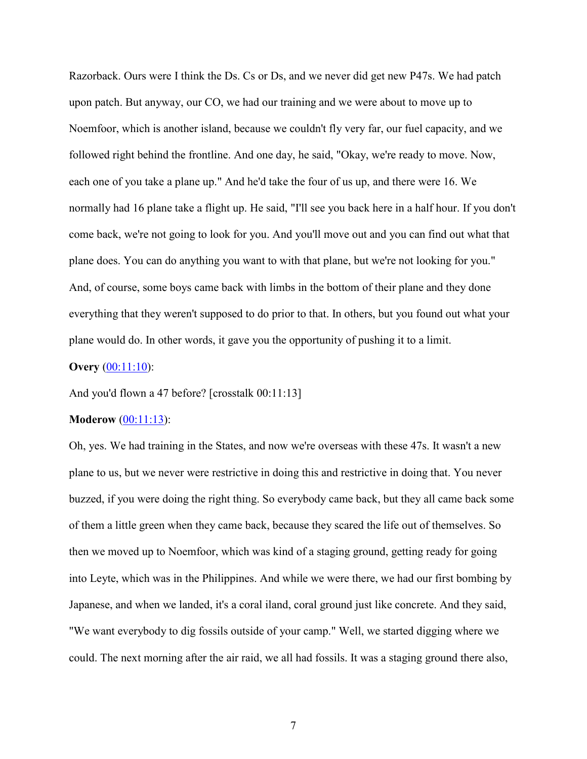Razorback. Ours were I think the Ds. Cs or Ds, and we never did get new P47s. We had patch upon patch. But anyway, our CO, we had our training and we were about to move up to Noemfoor, which is another island, because we couldn't fly very far, our fuel capacity, and we followed right behind the frontline. And one day, he said, "Okay, we're ready to move. Now, each one of you take a plane up." And he'd take the four of us up, and there were 16. We normally had 16 plane take a flight up. He said, "I'll see you back here in a half hour. If you don't come back, we're not going to look for you. And you'll move out and you can find out what that plane does. You can do anything you want to with that plane, but we're not looking for you." And, of course, some boys came back with limbs in the bottom of their plane and they done everything that they weren't supposed to do prior to that. In others, but you found out what your plane would do. In other words, it gave you the opportunity of pushing it to a limit.

**Overy** ([00:11:10](00:11:10)):

And you'd flown a 47 before? [crosstalk 00:11:13]

**Moderow** ([00:11:13](00:11:13)):

Oh, yes. We had training in the States, and now we're overseas with these 47s. It wasn't a new plane to us, but we never were restrictive in doing this and restrictive in doing that. You never buzzed, if you were doing the right thing. So everybody came back, but they all came back some of them a little green when they came back, because they scared the life out of themselves. So then we moved up to Noemfoor, which was kind of a staging ground, getting ready for going into Leyte, which was in the Philippines. And while we were there, we had our first bombing by Japanese, and when we landed, it's a coral iland, coral ground just like concrete. And they said, "We want everybody to dig fossils outside of your camp." Well, we started digging where we could. The next morning after the air raid, we all had fossils. It was a staging ground there also,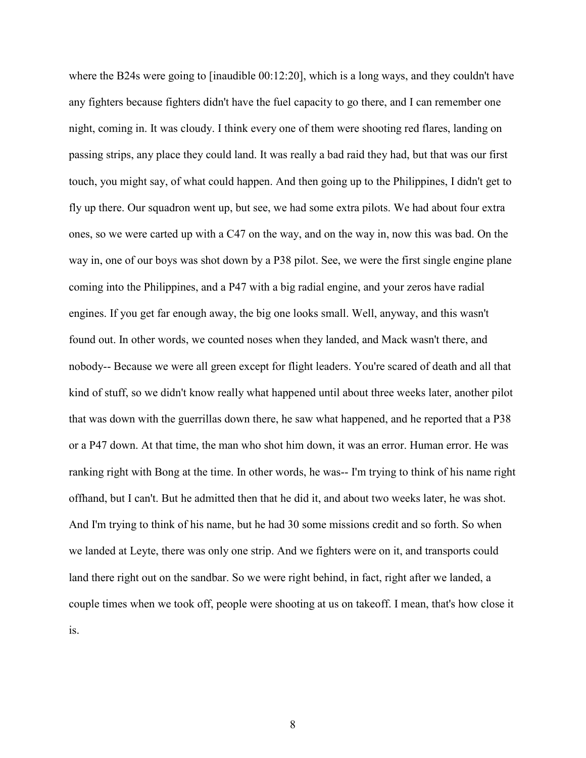where the B24s were going to [inaudible 00:12:20], which is a long ways, and they couldn't have any fighters because fighters didn't have the fuel capacity to go there, and I can remember one night, coming in. It was cloudy. I think every one of them were shooting red flares, landing on passing strips, any place they could land. It was really a bad raid they had, but that was our first touch, you might say, of what could happen. And then going up to the Philippines, I didn't get to fly up there. Our squadron went up, but see, we had some extra pilots. We had about four extra ones, so we were carted up with a C47 on the way, and on the way in, now this was bad. On the way in, one of our boys was shot down by a P38 pilot. See, we were the first single engine plane coming into the Philippines, and a P47 with a big radial engine, and your zeros have radial engines. If you get far enough away, the big one looks small. Well, anyway, and this wasn't found out. In other words, we counted noses when they landed, and Mack wasn't there, and nobody-- Because we were all green except for flight leaders. You're scared of death and all that kind of stuff, so we didn't know really what happened until about three weeks later, another pilot that was down with the guerrillas down there, he saw what happened, and he reported that a P38 or a P47 down. At that time, the man who shot him down, it was an error. Human error. He was ranking right with Bong at the time. In other words, he was-- I'm trying to think of his name right offhand, but I can't. But he admitted then that he did it, and about two weeks later, he was shot. And I'm trying to think of his name, but he had 30 some missions credit and so forth. So when we landed at Leyte, there was only one strip. And we fighters were on it, and transports could land there right out on the sandbar. So we were right behind, in fact, right after we landed, a couple times when we took off, people were shooting at us on takeoff. I mean, that's how close it is.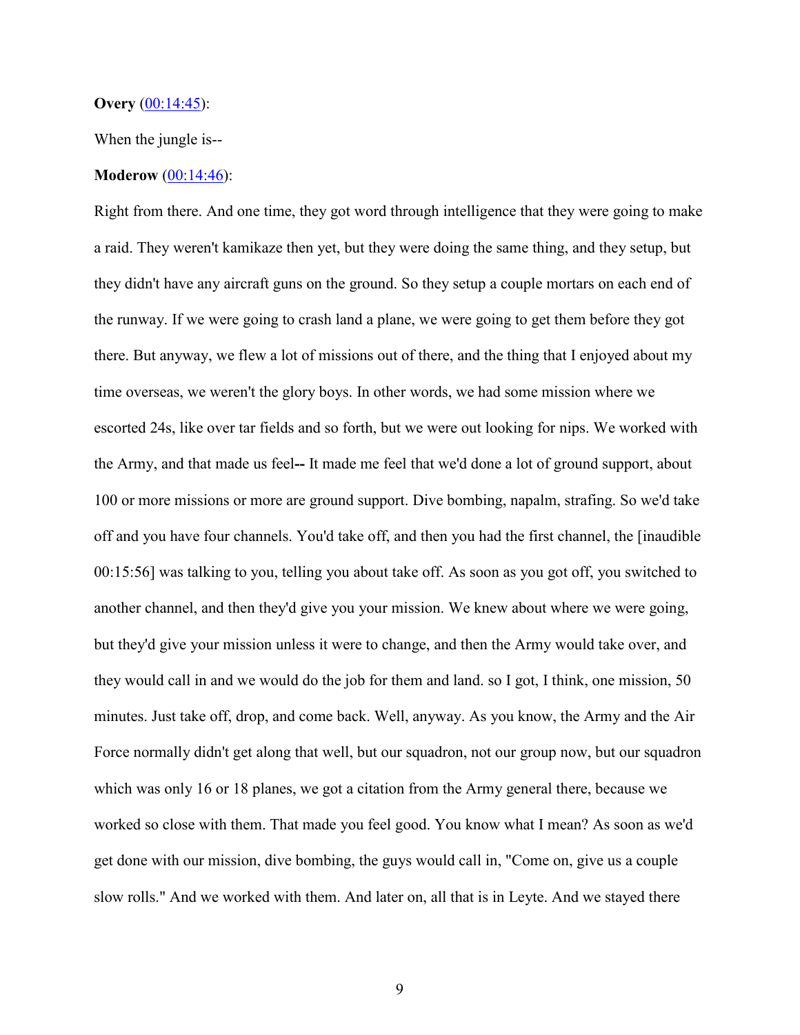**Overy** ([00:14:45](#)):

When the jungle is--

**Moderow** ([00:14:46](#)):

Right from there. And one time, they got word through intelligence that they were going to make a raid. They weren't kamikaze then yet, but they were doing the same thing, and they setup, but they didn't have any aircraft guns on the ground. So they setup a couple mortars on each end of the runway. If we were going to crash land a plane, we were going to get them before they got there. But anyway, we flew a lot of missions out of there, and the thing that I enjoyed about my time overseas, we weren't the glory boys. In other words, we had some mission where we escorted 24s, like over tar fields and so forth, but we were out looking for nips. We worked with the Army, and that made us feel**--** It made me feel that we'd done a lot of ground support, about 100 or more missions or more are ground support. Dive bombing, napalm, strafing. So we'd take off and you have four channels. You'd take off, and then you had the first channel, the [inaudible 00:15:56] was talking to you, telling you about take off. As soon as you got off, you switched to another channel, and then they'd give you your mission. We knew about where we were going, but they'd give your mission unless it were to change, and then the Army would take over, and they would call in and we would do the job for them and land. so I got, I think, one mission, 50 minutes. Just take off, drop, and come back. Well, anyway. As you know, the Army and the Air Force normally didn't get along that well, but our squadron, not our group now, but our squadron which was only 16 or 18 planes, we got a citation from the Army general there, because we worked so close with them. That made you feel good. You know what I mean? As soon as we'd get done with our mission, dive bombing, the guys would call in, "Come on, give us a couple slow rolls." And we worked with them. And later on, all that is in Leyte. And we stayed there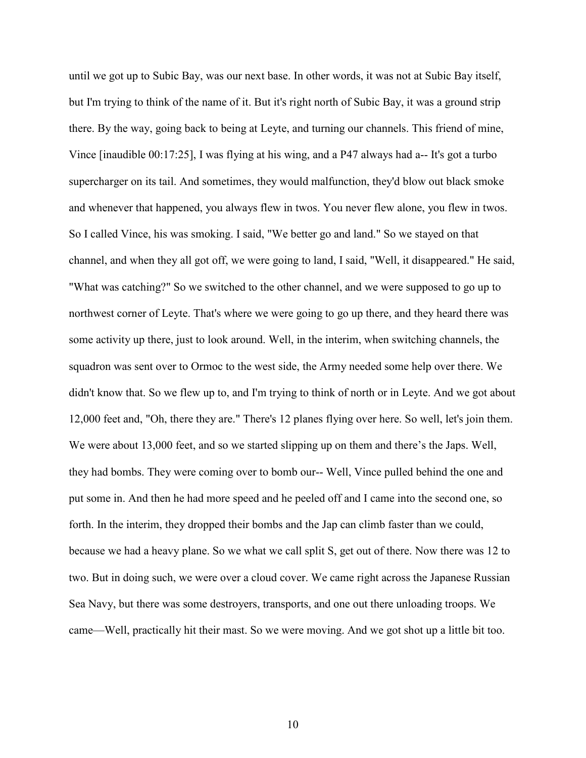until we got up to Subic Bay, was our next base. In other words, it was not at Subic Bay itself, but I'm trying to think of the name of it. But it's right north of Subic Bay, it was a ground strip there. By the way, going back to being at Leyte, and turning our channels. This friend of mine, Vince [inaudible 00:17:25], I was flying at his wing, and a P47 always had a-- It's got a turbo supercharger on its tail. And sometimes, they would malfunction, they'd blow out black smoke and whenever that happened, you always flew in twos. You never flew alone, you flew in twos. So I called Vince, his was smoking. I said, "We better go and land." So we stayed on that channel, and when they all got off, we were going to land, I said, "Well, it disappeared." He said, "What was catching?" So we switched to the other channel, and we were supposed to go up to northwest corner of Leyte. That's where we were going to go up there, and they heard there was some activity up there, just to look around. Well, in the interim, when switching channels, the squadron was sent over to Ormoc to the west side, the Army needed some help over there. We didn't know that. So we flew up to, and I'm trying to think of north or in Leyte. And we got about 12,000 feet and, "Oh, there they are." There's 12 planes flying over here. So well, let's join them. We were about 13,000 feet, and so we started slipping up on them and there's the Japs. Well, they had bombs. They were coming over to bomb our-- Well, Vince pulled behind the one and put some in. And then he had more speed and he peeled off and I came into the second one, so forth. In the interim, they dropped their bombs and the Jap can climb faster than we could, because we had a heavy plane. So we what we call split S, get out of there. Now there was 12 to two. But in doing such, we were over a cloud cover. We came right across the Japanese Russian Sea Navy, but there was some destroyers, transports, and one out there unloading troops. We came—Well, practically hit their mast. So we were moving. And we got shot up a little bit too.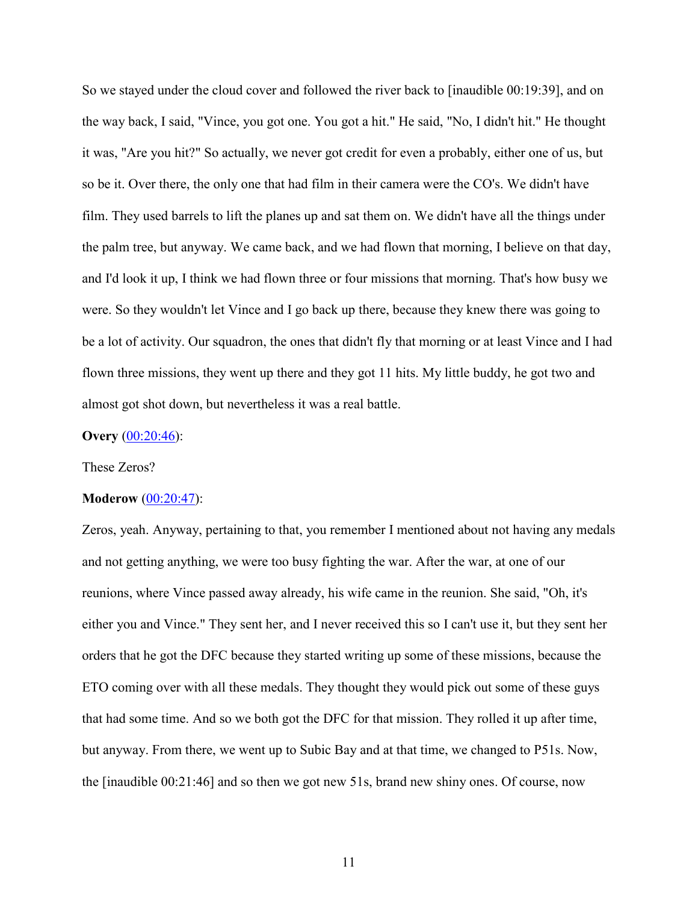So we stayed under the cloud cover and followed the river back to [inaudible 00:19:39], and on the way back, I said, "Vince, you got one. You got a hit." He said, "No, I didn't hit." He thought it was, "Are you hit?" So actually, we never got credit for even a probably, either one of us, but so be it. Over there, the only one that had film in their camera were the CO's. We didn't have film. They used barrels to lift the planes up and sat them on. We didn't have all the things under the palm tree, but anyway. We came back, and we had flown that morning, I believe on that day, and I'd look it up, I think we had flown three or four missions that morning. That's how busy we were. So they wouldn't let Vince and I go back up there, because they knew there was going to be a lot of activity. Our squadron, the ones that didn't fly that morning or at least Vince and I had flown three missions, they went up there and they got 11 hits. My little buddy, he got two and almost got shot down, but nevertheless it was a real battle.

**Overy** ([00:20:46](#)):

These Zeros?

**Moderow** ([00:20:47](#)):

Zeros, yeah. Anyway, pertaining to that, you remember I mentioned about not having any medals and not getting anything, we were too busy fighting the war. After the war, at one of our reunions, where Vince passed away already, his wife came in the reunion. She said, "Oh, it's either you and Vince." They sent her, and I never received this so I can't use it, but they sent her orders that he got the DFC because they started writing up some of these missions, because the ETO coming over with all these medals. They thought they would pick out some of these guys that had some time. And so we both got the DFC for that mission. They rolled it up after time, but anyway. From there, we went up to Subic Bay and at that time, we changed to P51s. Now, the [inaudible 00:21:46] and so then we got new 51s, brand new shiny ones. Of course, now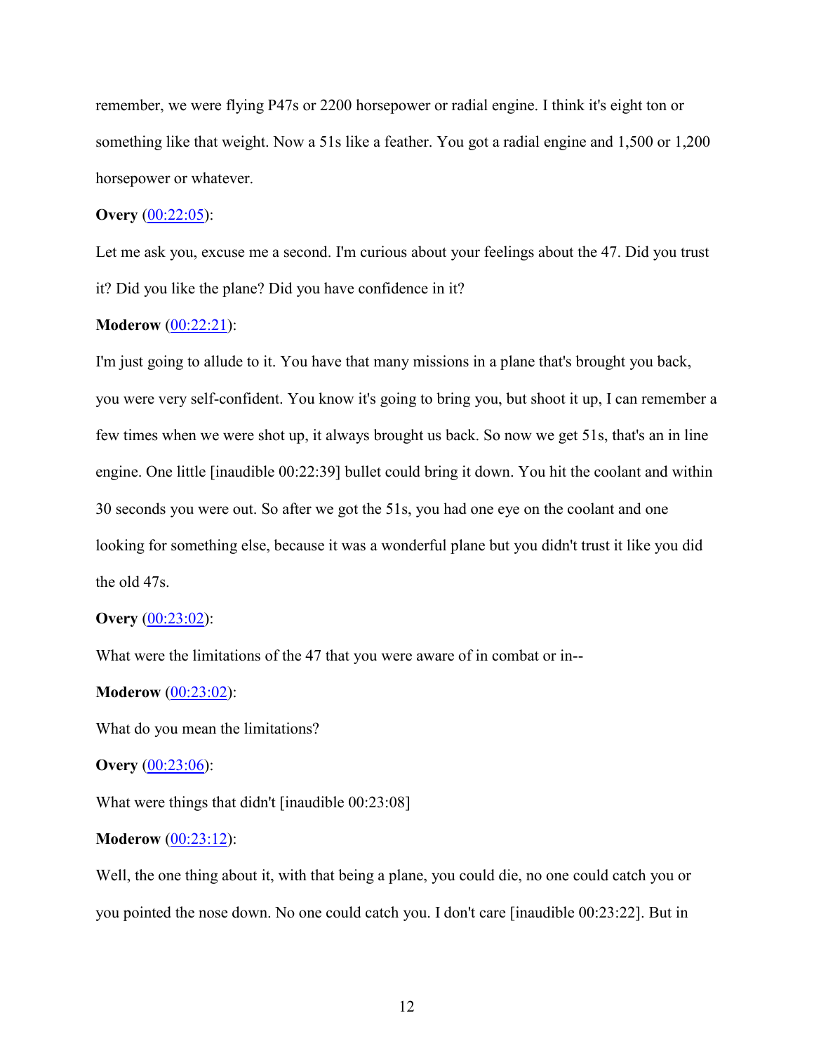remember, we were flying P47s or 2200 horsepower or radial engine. I think it's eight ton or something like that weight. Now a 51s like a feather. You got a radial engine and 1,500 or 1,200 horsepower or whatever.

**Overy** (00:22:05):

Let me ask you, excuse me a second. I'm curious about your feelings about the 47. Did you trust it? Did you like the plane? Did you have confidence in it?

**Moderow** (00:22:21):

I'm just going to allude to it. You have that many missions in a plane that's brought you back, you were very self-confident. You know it's going to bring you, but shoot it up, I can remember a few times when we were shot up, it always brought us back. So now we get 51s, that's an in line engine. One little [inaudible 00:22:39] bullet could bring it down. You hit the coolant and within 30 seconds you were out. So after we got the 51s, you had one eye on the coolant and one looking for something else, because it was a wonderful plane but you didn't trust it like you did the old 47s.

**Overy** (00:23:02):

What were the limitations of the 47 that you were aware of in combat or in--

**Moderow** (00:23:02):

What do you mean the limitations?

**Overy** (00:23:06):

What were things that didn't [inaudible 00:23:08]

**Moderow** (00:23:12):

Well, the one thing about it, with that being a plane, you could die, no one could catch you or you pointed the nose down. No one could catch you. I don't care [inaudible 00:23:22]. But in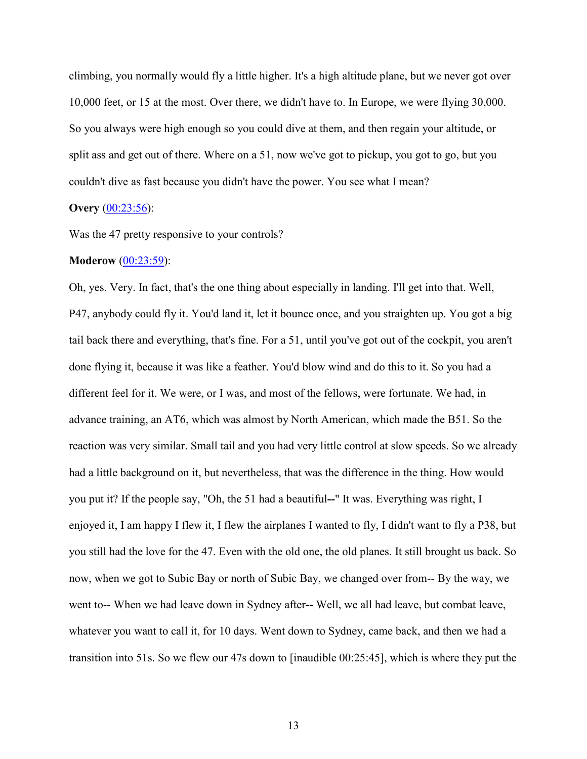climbing, you normally would fly a little higher. It's a high altitude plane, but we never got over 10,000 feet, or 15 at the most. Over there, we didn't have to. In Europe, we were flying 30,000. So you always were high enough so you could dive at them, and then regain your altitude, or split ass and get out of there. Where on a 51, now we've got to pickup, you got to go, but you couldn't dive as fast because you didn't have the power. You see what I mean?

**Overy** (00:23:56):

Was the 47 pretty responsive to your controls?

**Moderow** (00:23:59):

Oh, yes. Very. In fact, that's the one thing about especially in landing. I'll get into that. Well, P47, anybody could fly it. You'd land it, let it bounce once, and you straighten up. You got a big tail back there and everything, that's fine. For a 51, until you've got out of the cockpit, you aren't done flying it, because it was like a feather. You'd blow wind and do this to it. So you had a different feel for it. We were, or I was, and most of the fellows, were fortunate. We had, in advance training, an AT6, which was almost by North American, which made the B51. So the reaction was very similar. Small tail and you had very little control at slow speeds. So we already had a little background on it, but nevertheless, that was the difference in the thing. How would you put it? If the people say, "Oh, the 51 had a beautiful--" It was. Everything was right, I enjoyed it, I am happy I flew it, I flew the airplanes I wanted to fly, I didn't want to fly a P38, but you still had the love for the 47. Even with the old one, the old planes. It still brought us back. So now, when we got to Subic Bay or north of Subic Bay, we changed over from-- By the way, we went to-- When we had leave down in Sydney after-- Well, we all had leave, but combat leave, whatever you want to call it, for 10 days. Went down to Sydney, came back, and then we had a transition into 51s. So we flew our 47s down to [inaudible 00:25:45], which is where they put the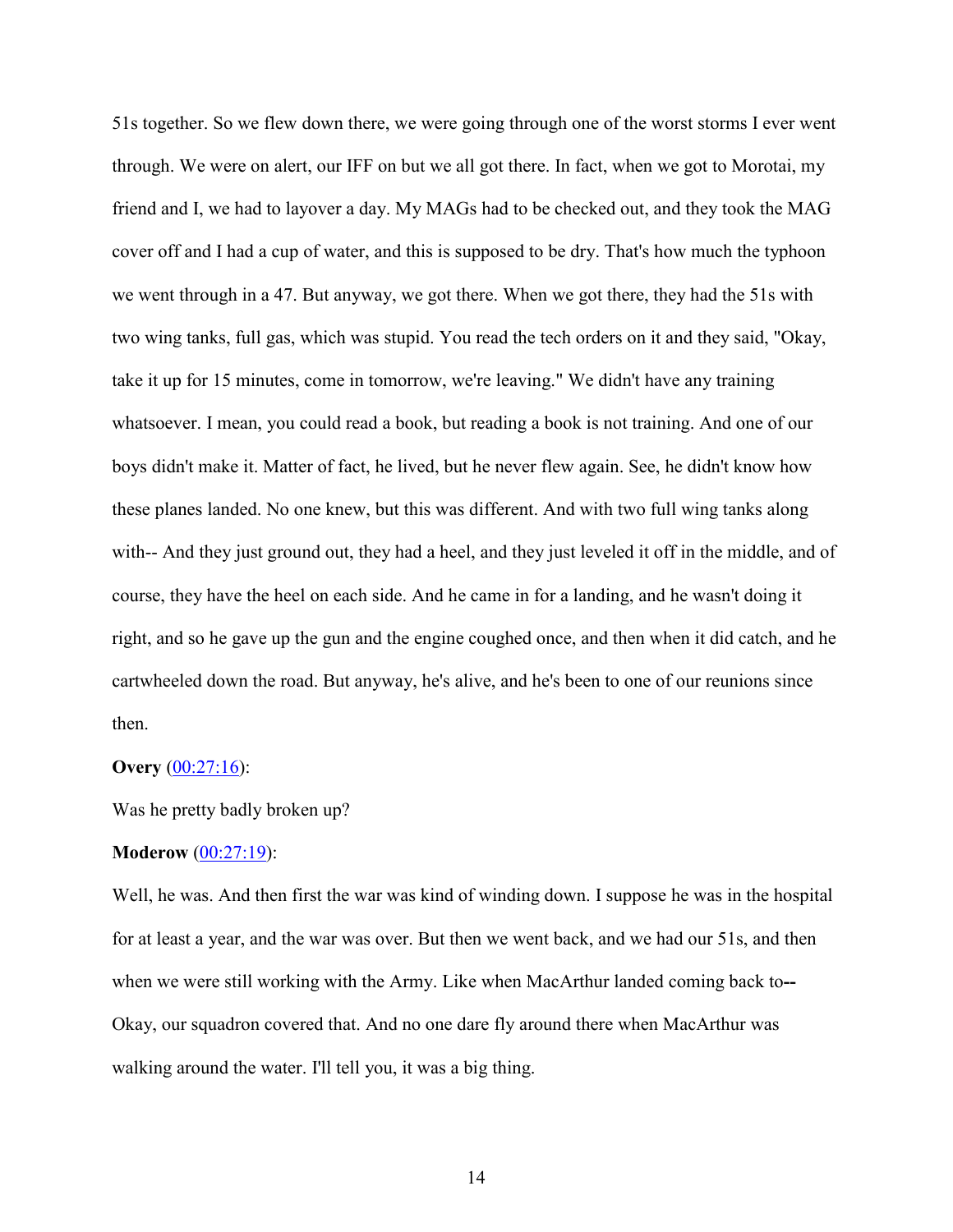51s together. So we flew down there, we were going through one of the worst storms I ever went through. We were on alert, our IFF on but we all got there. In fact, when we got to Morotai, my friend and I, we had to layover a day. My MAGs had to be checked out, and they took the MAG cover off and I had a cup of water, and this is supposed to be dry. That's how much the typhoon we went through in a 47. But anyway, we got there. When we got there, they had the 51s with two wing tanks, full gas, which was stupid. You read the tech orders on it and they said, "Okay, take it up for 15 minutes, come in tomorrow, we're leaving." We didn't have any training whatsoever. I mean, you could read a book, but reading a book is not training. And one of our boys didn't make it. Matter of fact, he lived, but he never flew again. See, he didn't know how these planes landed. No one knew, but this was different. And with two full wing tanks along with-- And they just ground out, they had a heel, and they just leveled it off in the middle, and of course, they have the heel on each side. And he came in for a landing, and he wasn't doing it right, and so he gave up the gun and the engine coughed once, and then when it did catch, and he cartwheeled down the road. But anyway, he's alive, and he's been to one of our reunions since then.

**Overy** (00:27:16):

Was he pretty badly broken up?

**Moderow** (00:27:19):

Well, he was. And then first the war was kind of winding down. I suppose he was in the hospital for at least a year, and the war was over. But then we went back, and we had our 51s, and then when we were still working with the Army. Like when MacArthur landed coming back to**--** Okay, our squadron covered that. And no one dare fly around there when MacArthur was walking around the water. I'll tell you, it was a big thing.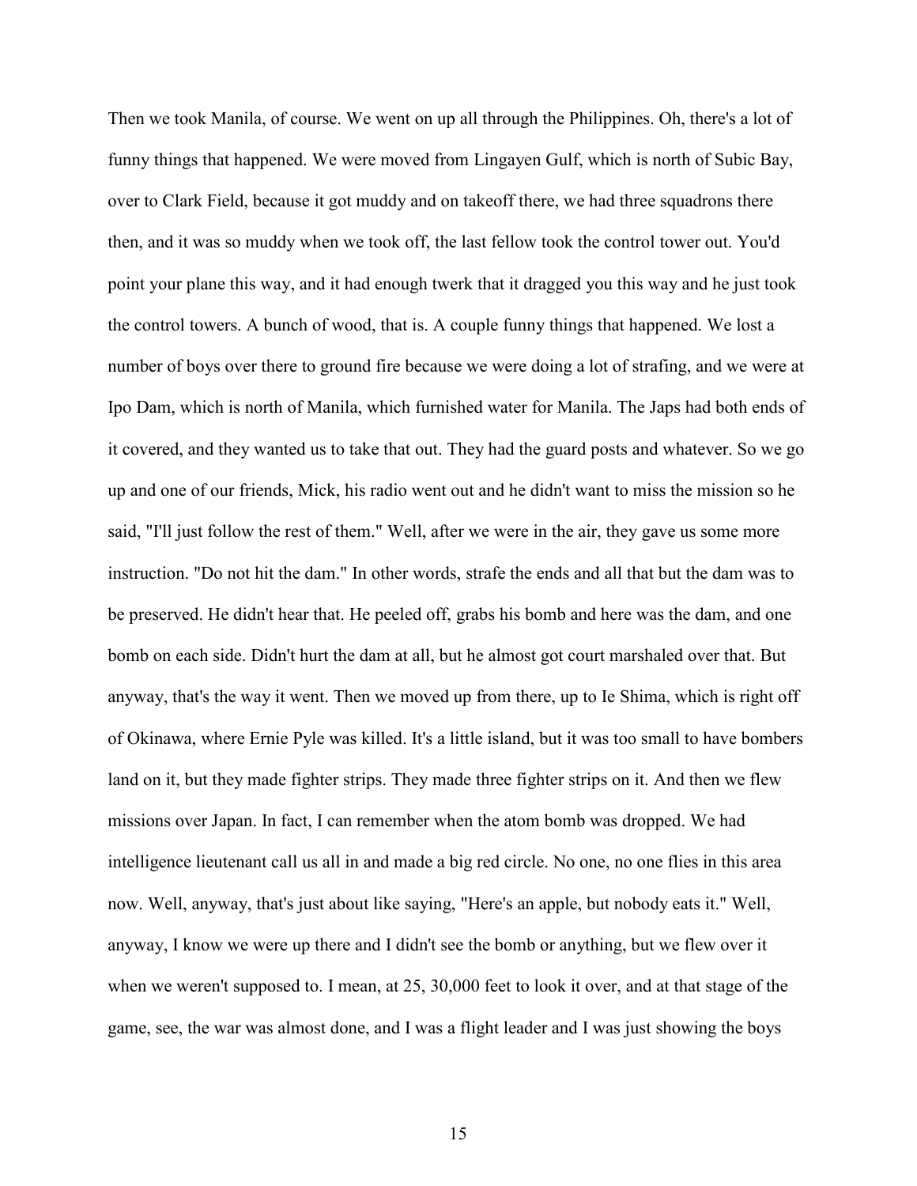Then we took Manila, of course. We went on up all through the Philippines. Oh, there's a lot of funny things that happened. We were moved from Lingayen Gulf, which is north of Subic Bay, over to Clark Field, because it got muddy and on takeoff there, we had three squadrons there then, and it was so muddy when we took off, the last fellow took the control tower out. You'd point your plane this way, and it had enough twerk that it dragged you this way and he just took the control towers. A bunch of wood, that is. A couple funny things that happened. We lost a number of boys over there to ground fire because we were doing a lot of strafing, and we were at Ipo Dam, which is north of Manila, which furnished water for Manila. The Japs had both ends of it covered, and they wanted us to take that out. They had the guard posts and whatever. So we go up and one of our friends, Mick, his radio went out and he didn't want to miss the mission so he said, "I'll just follow the rest of them." Well, after we were in the air, they gave us some more instruction. "Do not hit the dam." In other words, strafe the ends and all that but the dam was to be preserved. He didn't hear that. He peeled off, grabs his bomb and here was the dam, and one bomb on each side. Didn't hurt the dam at all, but he almost got court marshaled over that. But anyway, that's the way it went. Then we moved up from there, up to Ie Shima, which is right off of Okinawa, where Ernie Pyle was killed. It's a little island, but it was too small to have bombers land on it, but they made fighter strips. They made three fighter strips on it. And then we flew missions over Japan. In fact, I can remember when the atom bomb was dropped. We had intelligence lieutenant call us all in and made a big red circle. No one, no one flies in this area now. Well, anyway, that's just about like saying, "Here's an apple, but nobody eats it." Well, anyway, I know we were up there and I didn't see the bomb or anything, but we flew over it when we weren't supposed to. I mean, at 25, 30,000 feet to look it over, and at that stage of the game, see, the war was almost done, and I was a flight leader and I was just showing the boys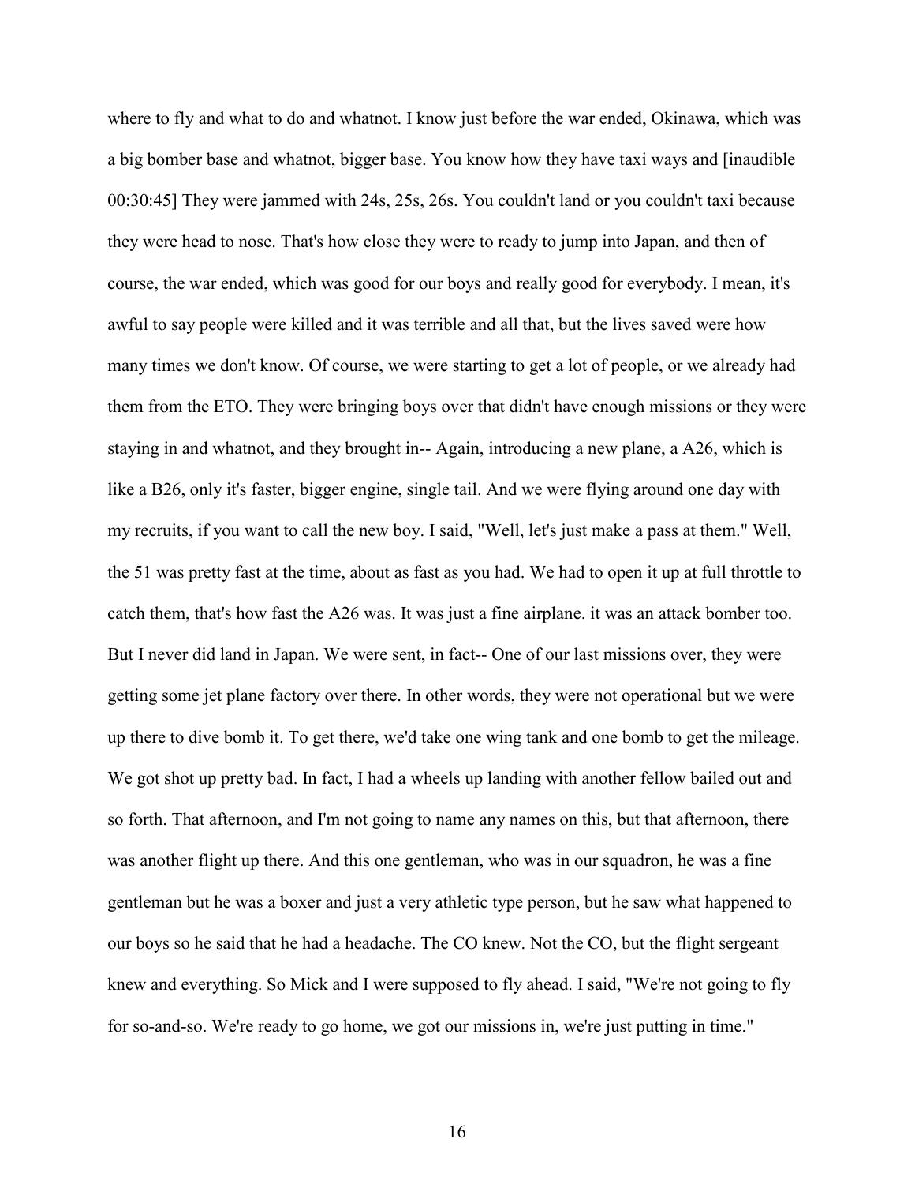where to fly and what to do and whatnot. I know just before the war ended, Okinawa, which was a big bomber base and whatnot, bigger base. You know how they have taxi ways and [inaudible 00:30:45] They were jammed with 24s, 25s, 26s. You couldn't land or you couldn't taxi because they were head to nose. That's how close they were to ready to jump into Japan, and then of course, the war ended, which was good for our boys and really good for everybody. I mean, it's awful to say people were killed and it was terrible and all that, but the lives saved were how many times we don't know. Of course, we were starting to get a lot of people, or we already had them from the ETO. They were bringing boys over that didn't have enough missions or they were staying in and whatnot, and they brought in-- Again, introducing a new plane, a A26, which is like a B26, only it's faster, bigger engine, single tail. And we were flying around one day with my recruits, if you want to call the new boy. I said, "Well, let's just make a pass at them." Well, the 51 was pretty fast at the time, about as fast as you had. We had to open it up at full throttle to catch them, that's how fast the A26 was. It was just a fine airplane. it was an attack bomber too. But I never did land in Japan. We were sent, in fact-- One of our last missions over, they were getting some jet plane factory over there. In other words, they were not operational but we were up there to dive bomb it. To get there, we'd take one wing tank and one bomb to get the mileage. We got shot up pretty bad. In fact, I had a wheels up landing with another fellow bailed out and so forth. That afternoon, and I'm not going to name any names on this, but that afternoon, there was another flight up there. And this one gentleman, who was in our squadron, he was a fine gentleman but he was a boxer and just a very athletic type person, but he saw what happened to our boys so he said that he had a headache. The CO knew. Not the CO, but the flight sergeant knew and everything. So Mick and I were supposed to fly ahead. I said, "We're not going to fly for so-and-so. We're ready to go home, we got our missions in, we're just putting in time."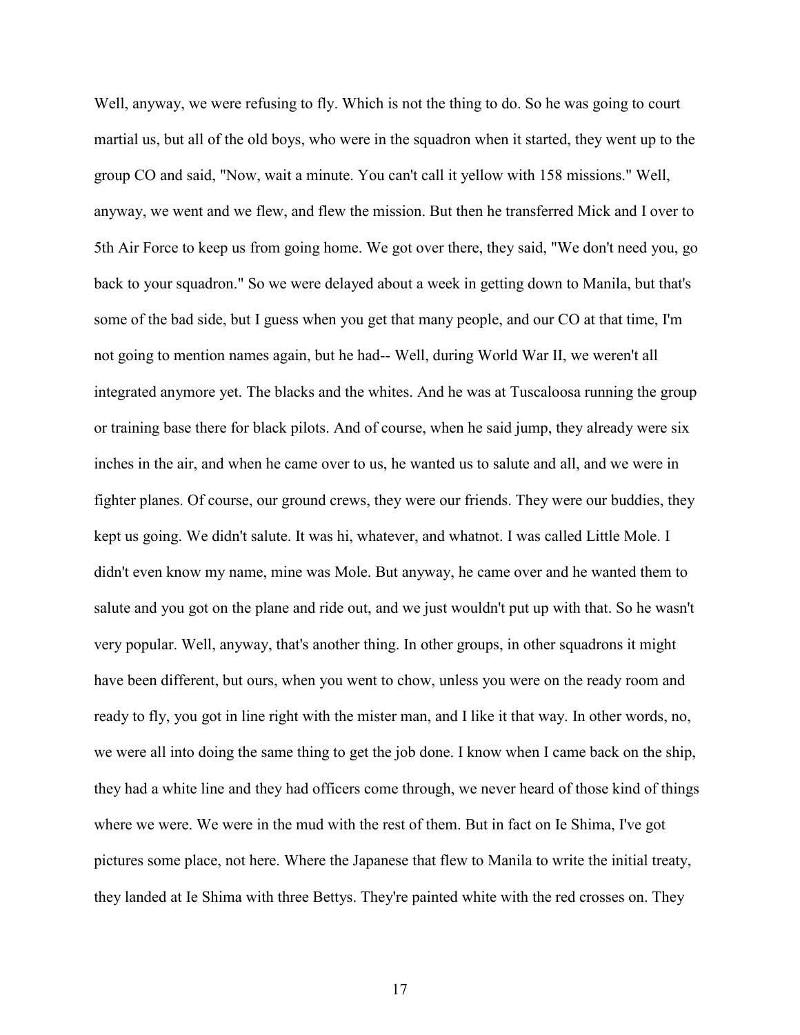Well, anyway, we were refusing to fly. Which is not the thing to do. So he was going to court martial us, but all of the old boys, who were in the squadron when it started, they went up to the group CO and said, "Now, wait a minute. You can't call it yellow with 158 missions." Well, anyway, we went and we flew, and flew the mission. But then he transferred Mick and I over to 5th Air Force to keep us from going home. We got over there, they said, "We don't need you, go back to your squadron." So we were delayed about a week in getting down to Manila, but that's some of the bad side, but I guess when you get that many people, and our CO at that time, I'm not going to mention names again, but he had-- Well, during World War II, we weren't all integrated anymore yet. The blacks and the whites. And he was at Tuscaloosa running the group or training base there for black pilots. And of course, when he said jump, they already were six inches in the air, and when he came over to us, he wanted us to salute and all, and we were in fighter planes. Of course, our ground crews, they were our friends. They were our buddies, they kept us going. We didn't salute. It was hi, whatever, and whatnot. I was called Little Mole. I didn't even know my name, mine was Mole. But anyway, he came over and he wanted them to salute and you got on the plane and ride out, and we just wouldn't put up with that. So he wasn't very popular. Well, anyway, that's another thing. In other groups, in other squadrons it might have been different, but ours, when you went to chow, unless you were on the ready room and ready to fly, you got in line right with the mister man, and I like it that way. In other words, no, we were all into doing the same thing to get the job done. I know when I came back on the ship, they had a white line and they had officers come through, we never heard of those kind of things where we were. We were in the mud with the rest of them. But in fact on Ie Shima, I've got pictures some place, not here. Where the Japanese that flew to Manila to write the initial treaty, they landed at Ie Shima with three Bettys. They're painted white with the red crosses on. They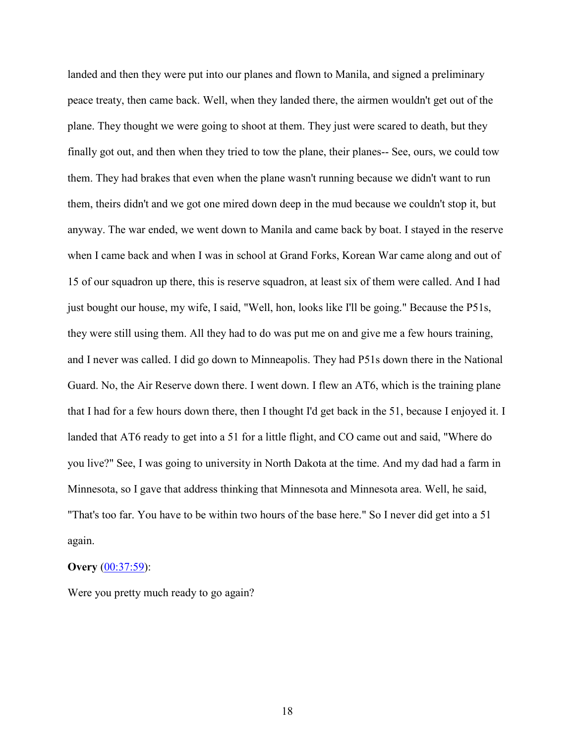landed and then they were put into our planes and flown to Manila, and signed a preliminary peace treaty, then came back. Well, when they landed there, the airmen wouldn't get out of the plane. They thought we were going to shoot at them. They just were scared to death, but they finally got out, and then when they tried to tow the plane, their planes-- See, ours, we could tow them. They had brakes that even when the plane wasn't running because we didn't want to run them, theirs didn't and we got one mired down deep in the mud because we couldn't stop it, but anyway. The war ended, we went down to Manila and came back by boat. I stayed in the reserve when I came back and when I was in school at Grand Forks, Korean War came along and out of 15 of our squadron up there, this is reserve squadron, at least six of them were called. And I had just bought our house, my wife, I said, "Well, hon, looks like I'll be going." Because the P51s, they were still using them. All they had to do was put me on and give me a few hours training, and I never was called. I did go down to Minneapolis. They had P51s down there in the National Guard. No, the Air Reserve down there. I went down. I flew an AT6, which is the training plane that I had for a few hours down there, then I thought I'd get back in the 51, because I enjoyed it. I landed that AT6 ready to get into a 51 for a little flight, and CO came out and said, "Where do you live?" See, I was going to university in North Dakota at the time. And my dad had a farm in Minnesota, so I gave that address thinking that Minnesota and Minnesota area. Well, he said, "That's too far. You have to be within two hours of the base here." So I never did get into a 51 again.

**Overy** (00:37:59):

Were you pretty much ready to go again?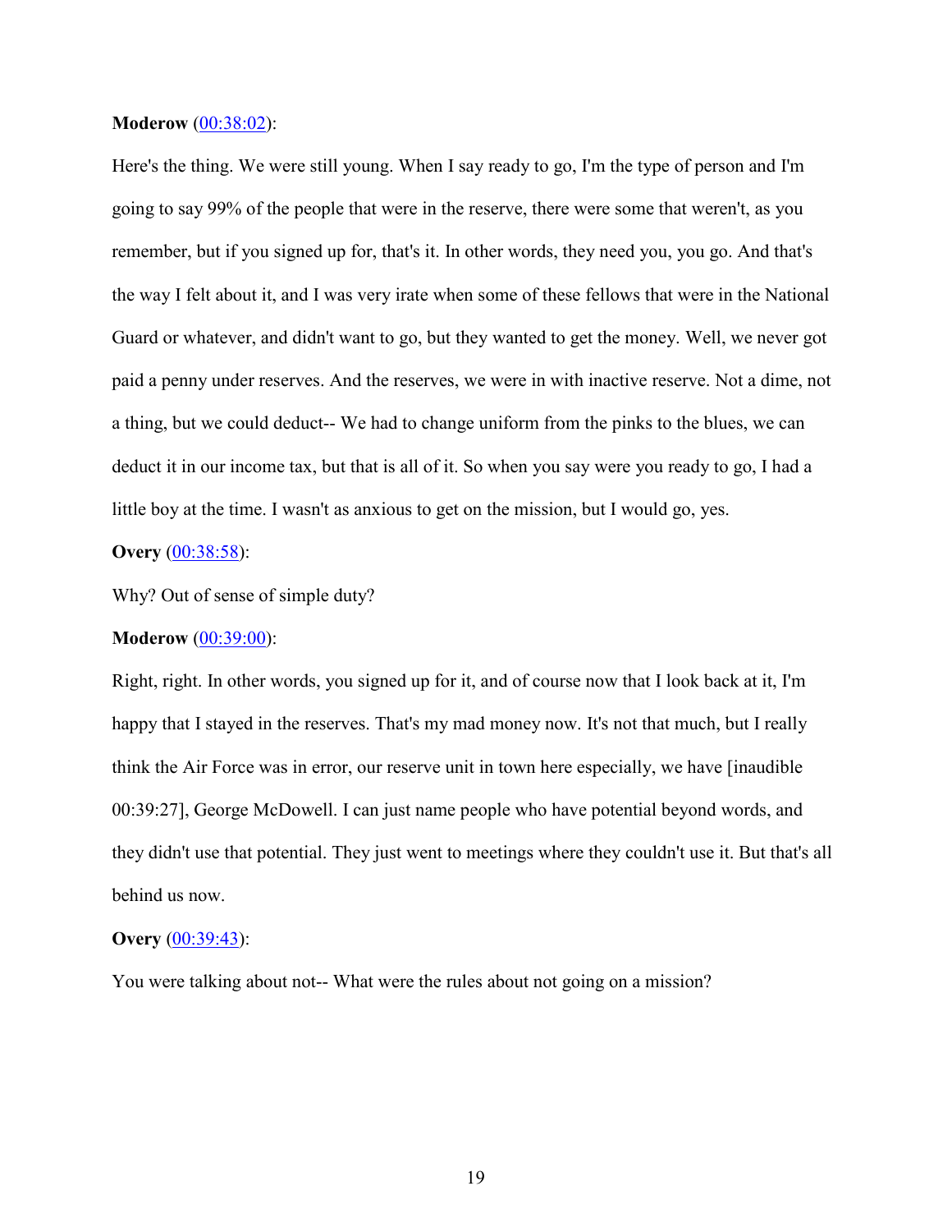**Moderow** (00:38:02):

Here's the thing. We were still young. When I say ready to go, I'm the type of person and I'm going to say 99% of the people that were in the reserve, there were some that weren't, as you remember, but if you signed up for, that's it. In other words, they need you, you go. And that's the way I felt about it, and I was very irate when some of these fellows that were in the National Guard or whatever, and didn't want to go, but they wanted to get the money. Well, we never got paid a penny under reserves. And the reserves, we were in with inactive reserve. Not a dime, not a thing, but we could deduct-- We had to change uniform from the pinks to the blues, we can deduct it in our income tax, but that is all of it. So when you say were you ready to go, I had a little boy at the time. I wasn't as anxious to get on the mission, but I would go, yes.

**Overy** (00:38:58):

Why? Out of sense of simple duty?

**Moderow** (00:39:00):

Right, right. In other words, you signed up for it, and of course now that I look back at it, I'm happy that I stayed in the reserves. That's my mad money now. It's not that much, but I really think the Air Force was in error, our reserve unit in town here especially, we have [inaudible 00:39:27], George McDowell. I can just name people who have potential beyond words, and they didn't use that potential. They just went to meetings where they couldn't use it. But that's all behind us now.

**Overy** (00:39:43):

You were talking about not-- What were the rules about not going on a mission?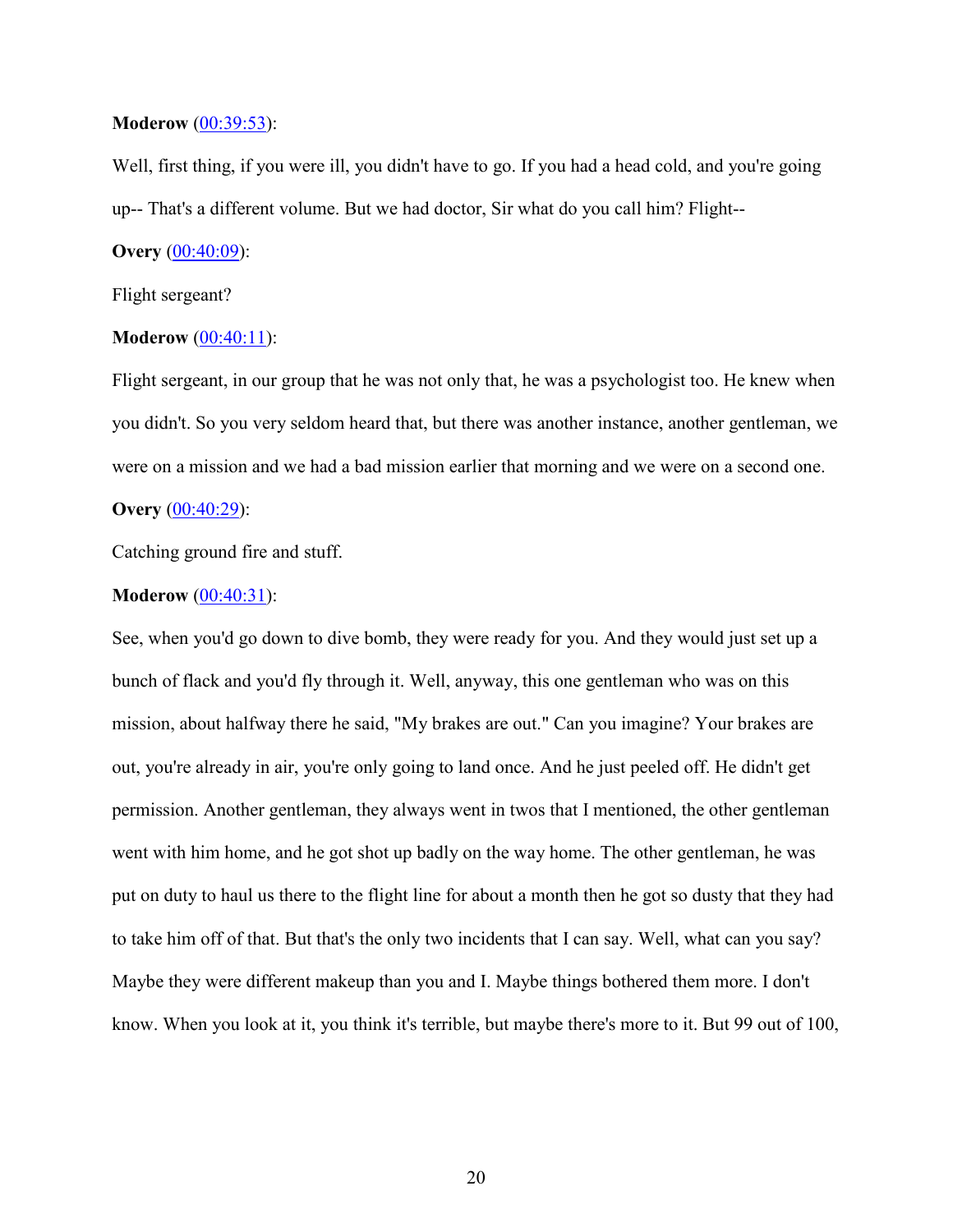**Moderow** ([00:39:53](#)):

Well, first thing, if you were ill, you didn't have to go. If you had a head cold, and you're going up-- That's a different volume. But we had doctor, Sir what do you call him? Flight--

**Overy** ([00:40:09](#)):

Flight sergeant?

**Moderow** ([00:40:11](#)):

Flight sergeant, in our group that he was not only that, he was a psychologist too. He knew when you didn't. So you very seldom heard that, but there was another instance, another gentleman, we were on a mission and we had a bad mission earlier that morning and we were on a second one.

**Overy** ([00:40:29](#)):

Catching ground fire and stuff.

**Moderow** ([00:40:31](#)):

See, when you'd go down to dive bomb, they were ready for you. And they would just set up a bunch of flack and you'd fly through it. Well, anyway, this one gentleman who was on this mission, about halfway there he said, "My brakes are out." Can you imagine? Your brakes are out, you're already in air, you're only going to land once. And he just peeled off. He didn't get permission. Another gentleman, they always went in twos that I mentioned, the other gentleman went with him home, and he got shot up badly on the way home. The other gentleman, he was put on duty to haul us there to the flight line for about a month then he got so dusty that they had to take him off of that. But that's the only two incidents that I can say. Well, what can you say? Maybe they were different makeup than you and I. Maybe things bothered them more. I don't know. When you look at it, you think it's terrible, but maybe there's more to it. But 99 out of 100,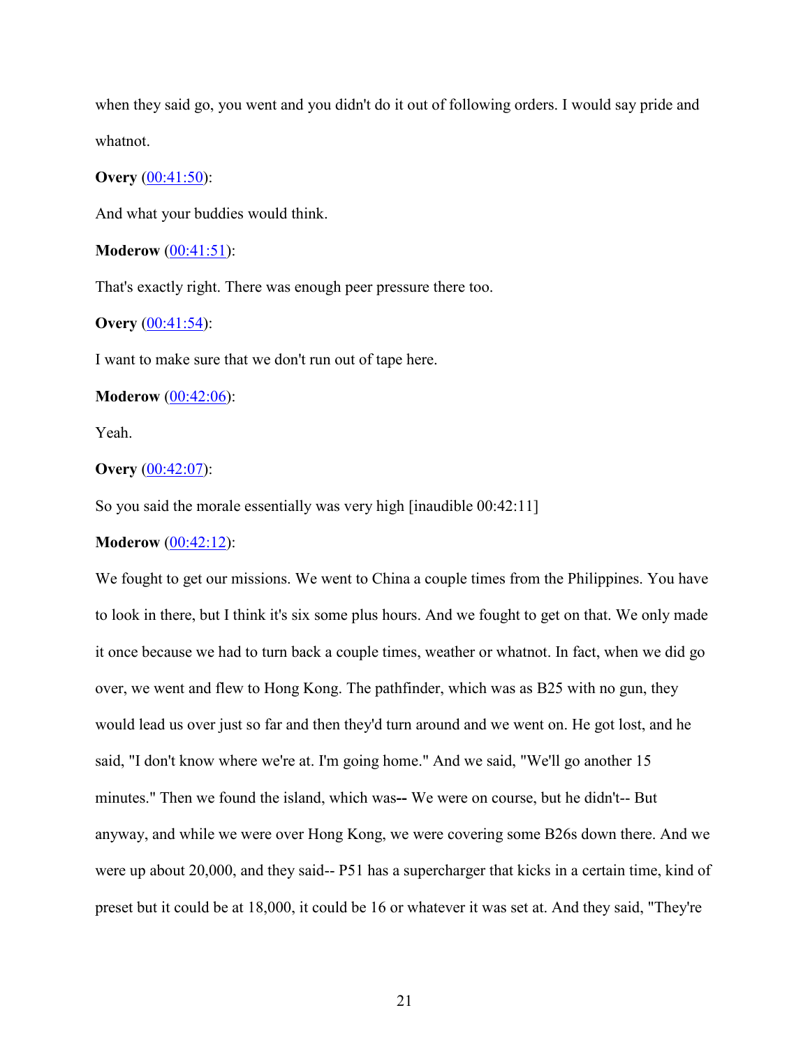when they said go, you went and you didn't do it out of following orders. I would say pride and whatnot.

**Overy** (00:41:50):

And what your buddies would think.

**Moderow** (00:41:51):

That's exactly right. There was enough peer pressure there too.

**Overy** (00:41:54):

I want to make sure that we don't run out of tape here.

**Moderow** (00:42:06):

Yeah.

**Overy** (00:42:07):

So you said the morale essentially was very high [inaudible 00:42:11]

**Moderow** (00:42:12):

We fought to get our missions. We went to China a couple times from the Philippines. You have to look in there, but I think it's six some plus hours. And we fought to get on that. We only made it once because we had to turn back a couple times, weather or whatnot. In fact, when we did go over, we went and flew to Hong Kong. The pathfinder, which was as B25 with no gun, they would lead us over just so far and then they'd turn around and we went on. He got lost, and he said, "I don't know where we're at. I'm going home." And we said, "We'll go another 15 minutes." Then we found the island, which was**--** We were on course, but he didn't-- But anyway, and while we were over Hong Kong, we were covering some B26s down there. And we were up about 20,000, and they said-- P51 has a supercharger that kicks in a certain time, kind of preset but it could be at 18,000, it could be 16 or whatever it was set at. And they said, "They're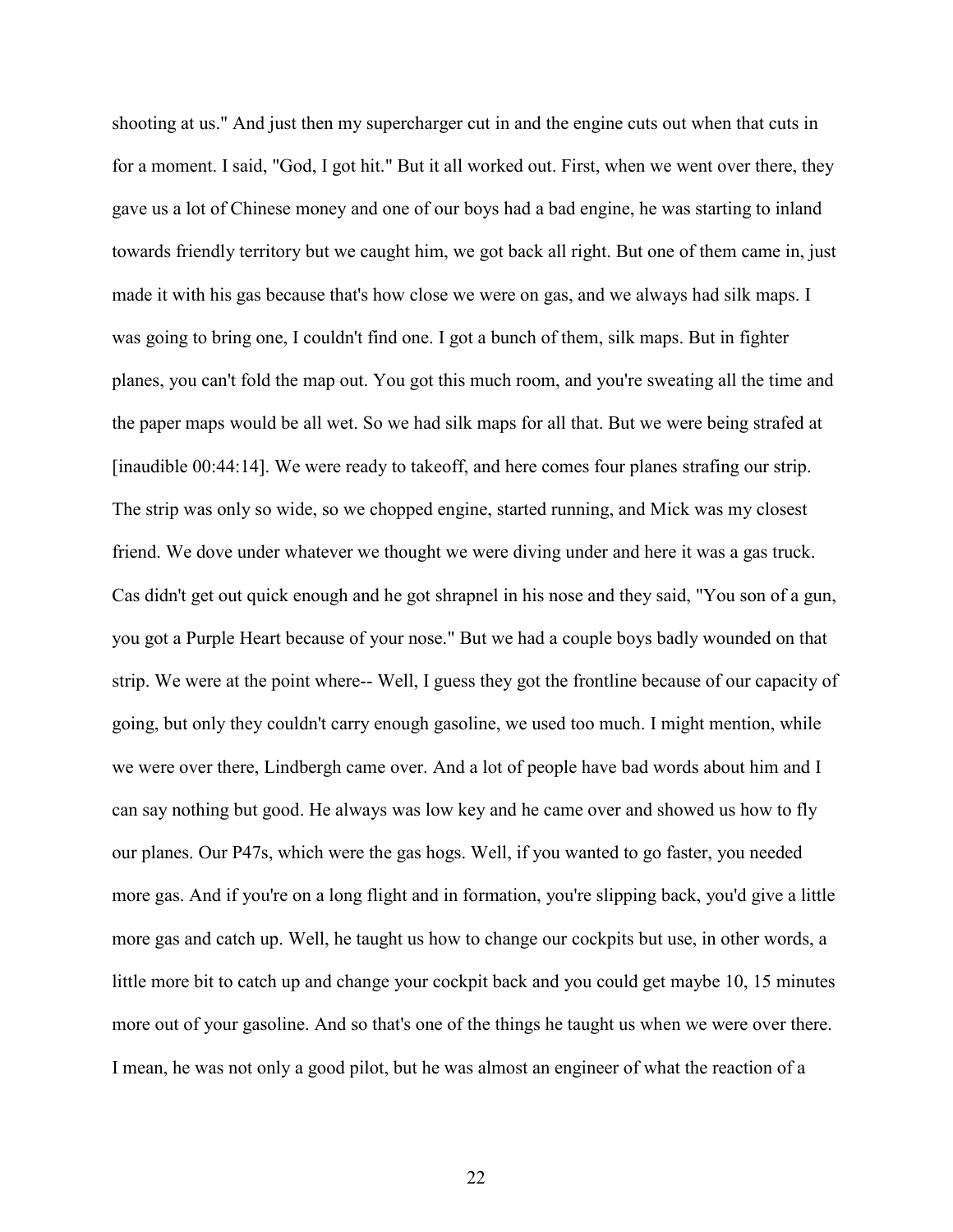shooting at us." And just then my supercharger cut in and the engine cuts out when that cuts in for a moment. I said, "God, I got hit." But it all worked out. First, when we went over there, they gave us a lot of Chinese money and one of our boys had a bad engine, he was starting to inland towards friendly territory but we caught him, we got back all right. But one of them came in, just made it with his gas because that's how close we were on gas, and we always had silk maps. I was going to bring one, I couldn't find one. I got a bunch of them, silk maps. But in fighter planes, you can't fold the map out. You got this much room, and you're sweating all the time and the paper maps would be all wet. So we had silk maps for all that. But we were being strafed at [inaudible 00:44:14]. We were ready to takeoff, and here comes four planes strafing our strip. The strip was only so wide, so we chopped engine, started running, and Mick was my closest friend. We dove under whatever we thought we were diving under and here it was a gas truck. Cas didn't get out quick enough and he got shrapnel in his nose and they said, "You son of a gun, you got a Purple Heart because of your nose." But we had a couple boys badly wounded on that strip. We were at the point where-- Well, I guess they got the frontline because of our capacity of going, but only they couldn't carry enough gasoline, we used too much. I might mention, while we were over there, Lindbergh came over. And a lot of people have bad words about him and I can say nothing but good. He always was low key and he came over and showed us how to fly our planes. Our P47s, which were the gas hogs. Well, if you wanted to go faster, you needed more gas. And if you're on a long flight and in formation, you're slipping back, you'd give a little more gas and catch up. Well, he taught us how to change our cockpits but use, in other words, a little more bit to catch up and change your cockpit back and you could get maybe 10, 15 minutes more out of your gasoline. And so that's one of the things he taught us when we were over there. I mean, he was not only a good pilot, but he was almost an engineer of what the reaction of a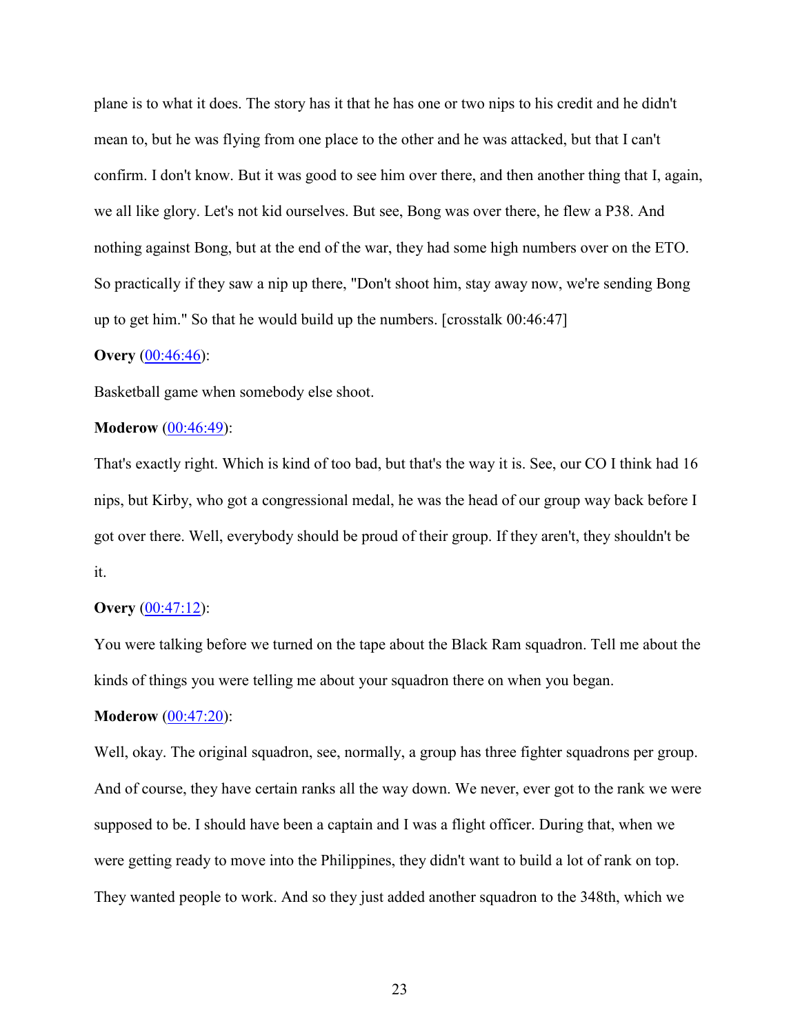plane is to what it does. The story has it that he has one or two nips to his credit and he didn't mean to, but he was flying from one place to the other and he was attacked, but that I can't confirm. I don't know. But it was good to see him over there, and then another thing that I, again, we all like glory. Let's not kid ourselves. But see, Bong was over there, he flew a P38. And nothing against Bong, but at the end of the war, they had some high numbers over on the ETO. So practically if they saw a nip up there, "Don't shoot him, stay away now, we're sending Bong up to get him." So that he would build up the numbers. [crosstalk 00:46:47]

**Overy** (00:46:46):

Basketball game when somebody else shoot.

**Moderow** (00:46:49):

That's exactly right. Which is kind of too bad, but that's the way it is. See, our CO I think had 16 nips, but Kirby, who got a congressional medal, he was the head of our group way back before I got over there. Well, everybody should be proud of their group. If they aren't, they shouldn't be it.

**Overy** (00:47:12):

You were talking before we turned on the tape about the Black Ram squadron. Tell me about the kinds of things you were telling me about your squadron there on when you began.

**Moderow** (00:47:20):

Well, okay. The original squadron, see, normally, a group has three fighter squadrons per group. And of course, they have certain ranks all the way down. We never, ever got to the rank we were supposed to be. I should have been a captain and I was a flight officer. During that, when we were getting ready to move into the Philippines, they didn't want to build a lot of rank on top. They wanted people to work. And so they just added another squadron to the 348th, which we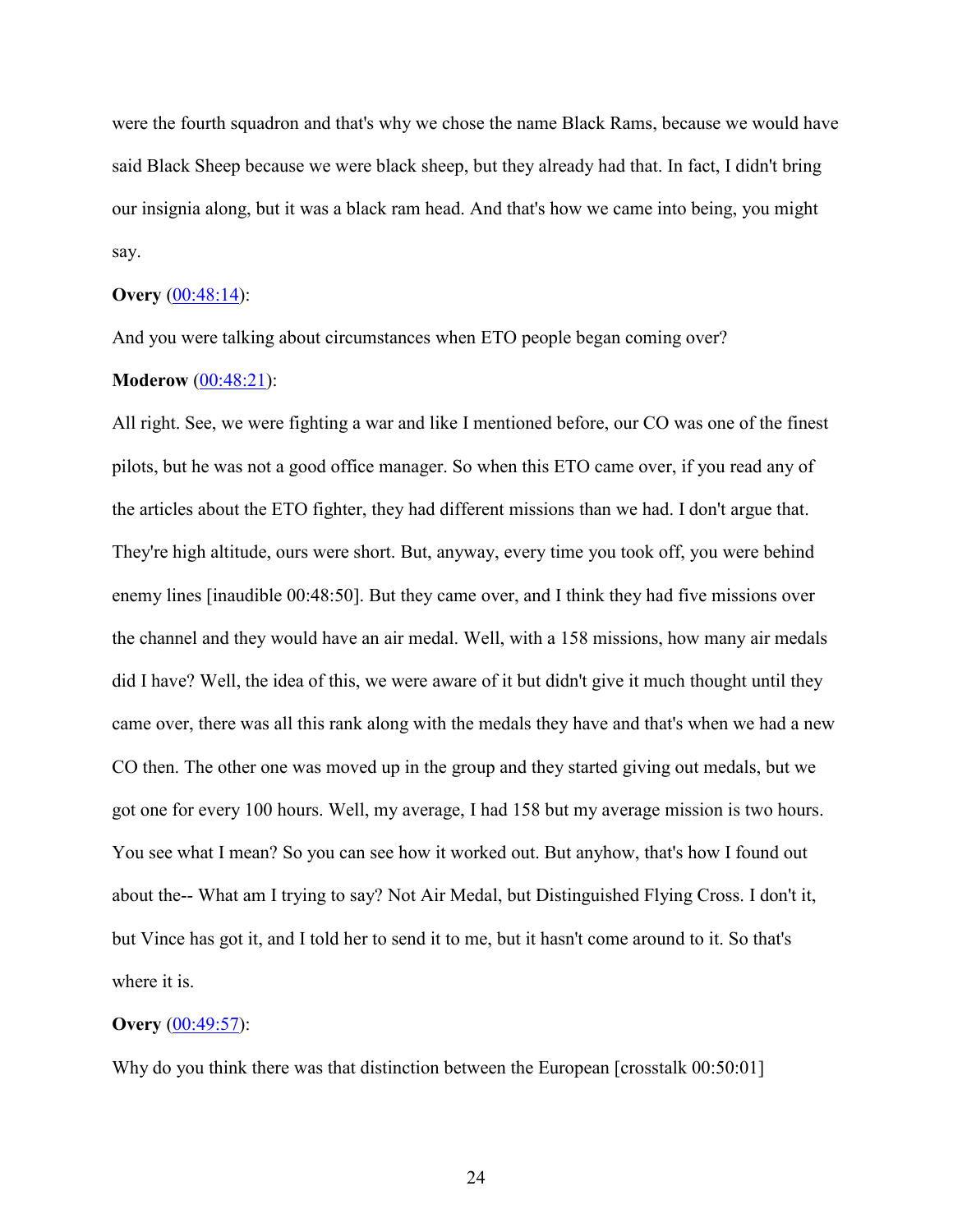were the fourth squadron and that's why we chose the name Black Rams, because we would have said Black Sheep because we were black sheep, but they already had that. In fact, I didn't bring our insignia along, but it was a black ram head. And that's how we came into being, you might say.

**Overy** (00:48:14):

And you were talking about circumstances when ETO people began coming over?

**Moderow** (00:48:21):

All right. See, we were fighting a war and like I mentioned before, our CO was one of the finest pilots, but he was not a good office manager. So when this ETO came over, if you read any of the articles about the ETO fighter, they had different missions than we had. I don't argue that. They're high altitude, ours were short. But, anyway, every time you took off, you were behind enemy lines [inaudible 00:48:50]. But they came over, and I think they had five missions over the channel and they would have an air medal. Well, with a 158 missions, how many air medals did I have? Well, the idea of this, we were aware of it but didn't give it much thought until they came over, there was all this rank along with the medals they have and that's when we had a new CO then. The other one was moved up in the group and they started giving out medals, but we got one for every 100 hours. Well, my average, I had 158 but my average mission is two hours. You see what I mean? So you can see how it worked out. But anyhow, that's how I found out about the-- What am I trying to say? Not Air Medal, but Distinguished Flying Cross. I don't it, but Vince has got it, and I told her to send it to me, but it hasn't come around to it. So that's where it is.

**Overy** (00:49:57):

Why do you think there was that distinction between the European [crosstalk 00:50:01]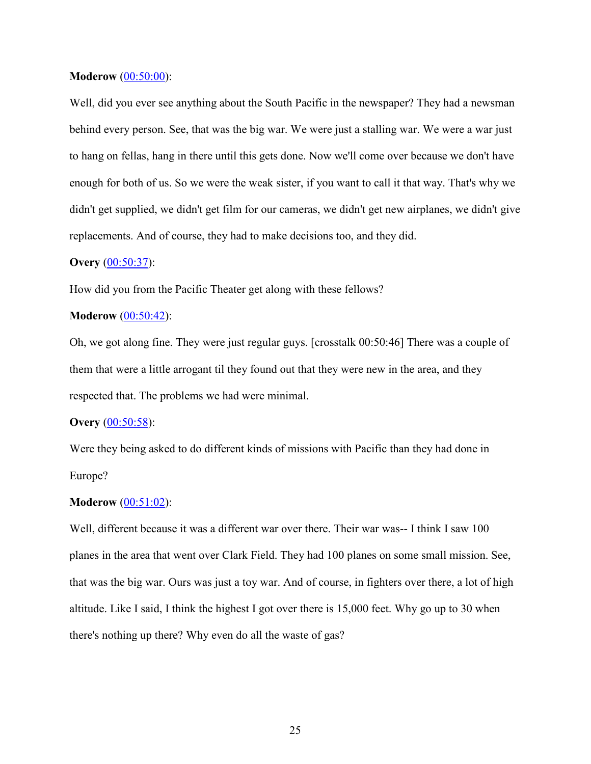**Moderow** ([00:50:00](#)):

Well, did you ever see anything about the South Pacific in the newspaper? They had a newsman behind every person. See, that was the big war. We were just a stalling war. We were a war just to hang on fellas, hang in there until this gets done. Now we'll come over because we don't have enough for both of us. So we were the weak sister, if you want to call it that way. That's why we didn't get supplied, we didn't get film for our cameras, we didn't get new airplanes, we didn't give replacements. And of course, they had to make decisions too, and they did.

**Overy** ([00:50:37](#)):

How did you from the Pacific Theater get along with these fellows?

**Moderow** ([00:50:42](#)):

Oh, we got along fine. They were just regular guys. [crosstalk 00:50:46] There was a couple of them that were a little arrogant til they found out that they were new in the area, and they respected that. The problems we had were minimal.

**Overy** ([00:50:58](#)):

Were they being asked to do different kinds of missions with Pacific than they had done in Europe?

**Moderow** ([00:51:02](#)):

Well, different because it was a different war over there. Their war was-- I think I saw 100 planes in the area that went over Clark Field. They had 100 planes on some small mission. See, that was the big war. Ours was just a toy war. And of course, in fighters over there, a lot of high altitude. Like I said, I think the highest I got over there is 15,000 feet. Why go up to 30 when there's nothing up there? Why even do all the waste of gas?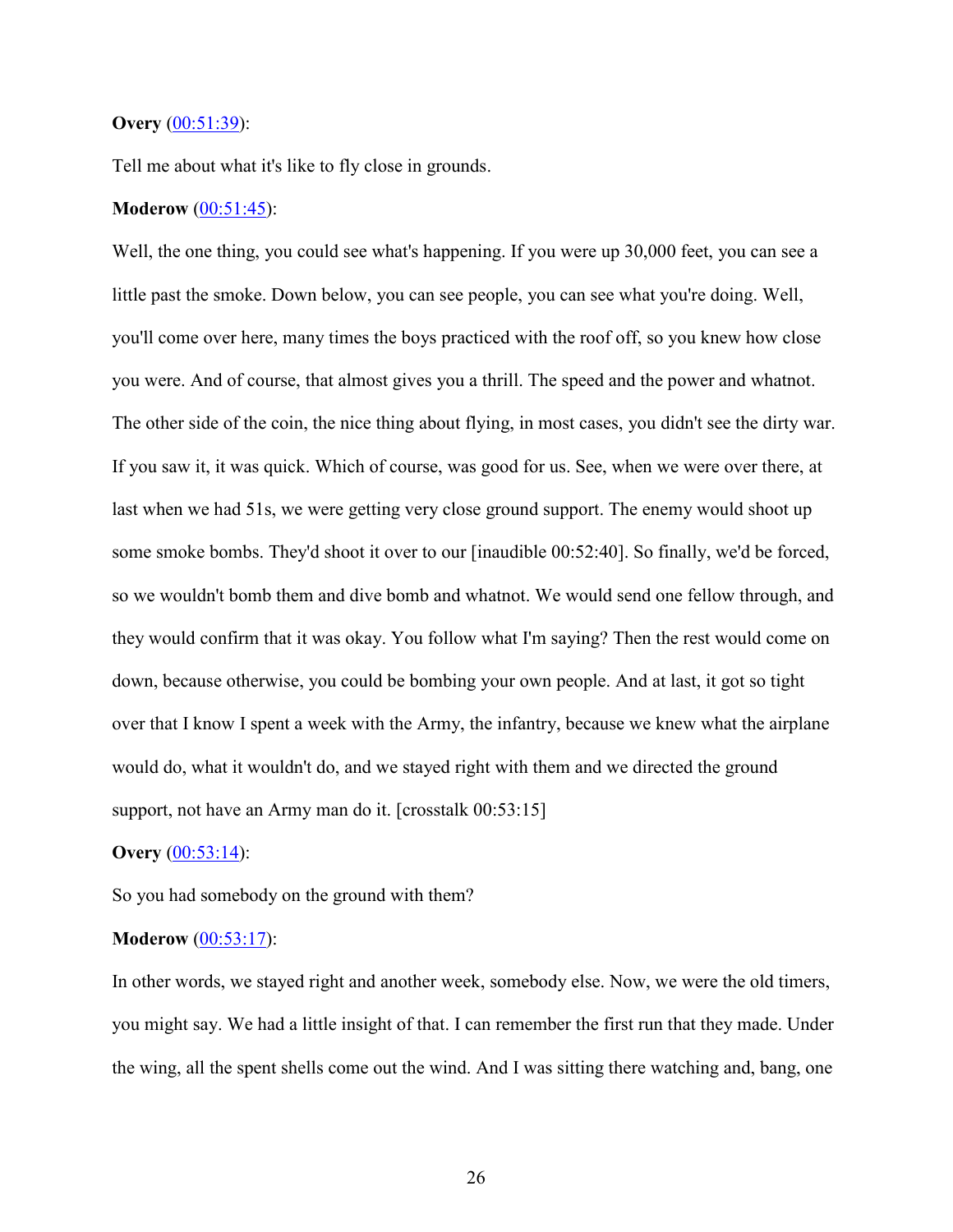**Overy** ([00:51:39]):

Tell me about what it's like to fly close in grounds.

**Moderow** ([00:51:45]):

Well, the one thing, you could see what's happening. If you were up 30,000 feet, you can see a little past the smoke. Down below, you can see people, you can see what you're doing. Well, you'll come over here, many times the boys practiced with the roof off, so you knew how close you were. And of course, that almost gives you a thrill. The speed and the power and whatnot. The other side of the coin, the nice thing about flying, in most cases, you didn't see the dirty war. If you saw it, it was quick. Which of course, was good for us. See, when we were over there, at last when we had 51s, we were getting very close ground support. The enemy would shoot up some smoke bombs. They'd shoot it over to our [inaudible 00:52:40]. So finally, we'd be forced, so we wouldn't bomb them and dive bomb and whatnot. We would send one fellow through, and they would confirm that it was okay. You follow what I'm saying? Then the rest would come on down, because otherwise, you could be bombing your own people. And at last, it got so tight over that I know I spent a week with the Army, the infantry, because we knew what the airplane would do, what it wouldn't do, and we stayed right with them and we directed the ground support, not have an Army man do it. [crosstalk 00:53:15]

**Overy** ([00:53:14]):

So you had somebody on the ground with them?

**Moderow** ([00:53:17]):

In other words, we stayed right and another week, somebody else. Now, we were the old timers, you might say. We had a little insight of that. I can remember the first run that they made. Under the wing, all the spent shells come out the wind. And I was sitting there watching and, bang, one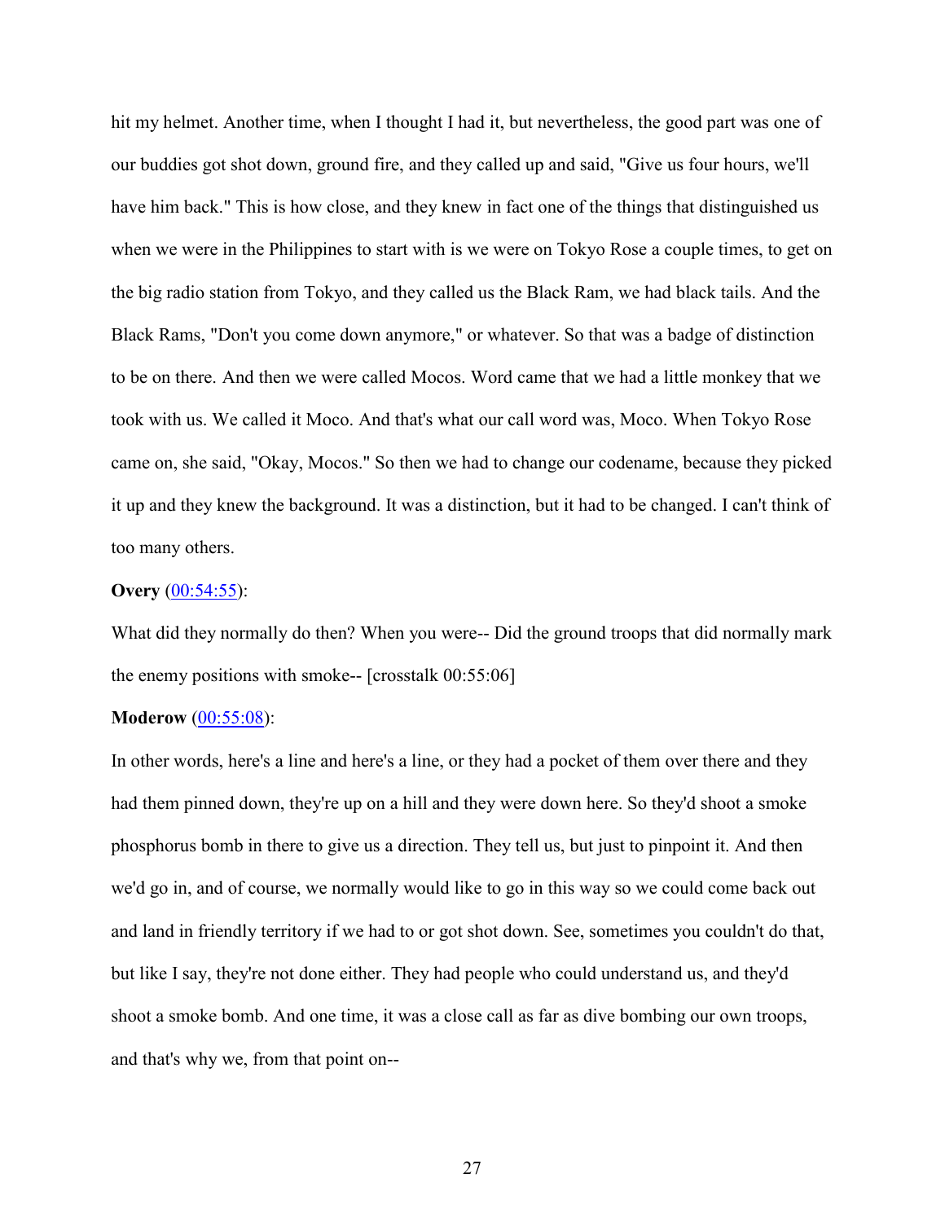hit my helmet. Another time, when I thought I had it, but nevertheless, the good part was one of our buddies got shot down, ground fire, and they called up and said, "Give us four hours, we'll have him back." This is how close, and they knew in fact one of the things that distinguished us when we were in the Philippines to start with is we were on Tokyo Rose a couple times, to get on the big radio station from Tokyo, and they called us the Black Ram, we had black tails. And the Black Rams, "Don't you come down anymore," or whatever. So that was a badge of distinction to be on there. And then we were called Mocos. Word came that we had a little monkey that we took with us. We called it Moco. And that's what our call word was, Moco. When Tokyo Rose came on, she said, "Okay, Mocos." So then we had to change our codename, because they picked it up and they knew the background. It was a distinction, but it had to be changed. I can't think of too many others.

**Overy** (00:54:55):

What did they normally do then? When you were-- Did the ground troops that did normally mark the enemy positions with smoke-- [crosstalk 00:55:06]

**Moderow** (00:55:08):

In other words, here's a line and here's a line, or they had a pocket of them over there and they had them pinned down, they're up on a hill and they were down here. So they'd shoot a smoke phosphorus bomb in there to give us a direction. They tell us, but just to pinpoint it. And then we'd go in, and of course, we normally would like to go in this way so we could come back out and land in friendly territory if we had to or got shot down. See, sometimes you couldn't do that, but like I say, they're not done either. They had people who could understand us, and they'd shoot a smoke bomb. And one time, it was a close call as far as dive bombing our own troops, and that's why we, from that point on--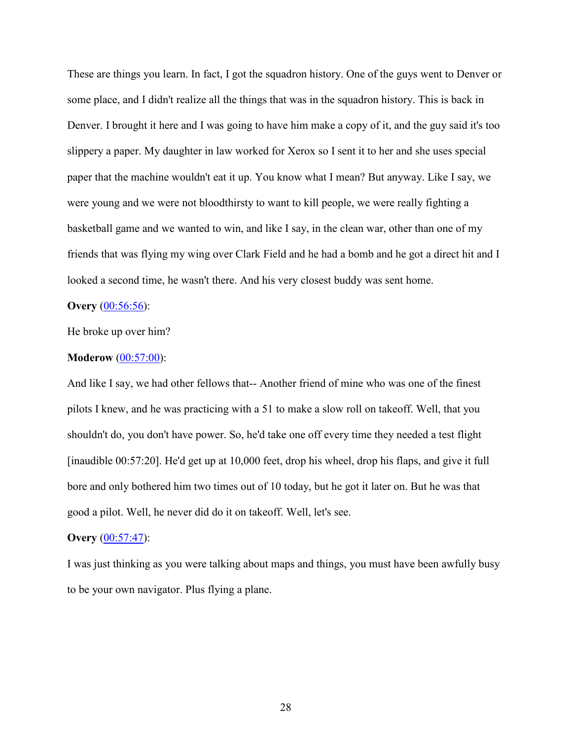These are things you learn. In fact, I got the squadron history. One of the guys went to Denver or some place, and I didn't realize all the things that was in the squadron history. This is back in Denver. I brought it here and I was going to have him make a copy of it, and the guy said it's too slippery a paper. My daughter in law worked for Xerox so I sent it to her and she uses special paper that the machine wouldn't eat it up. You know what I mean? But anyway. Like I say, we were young and we were not bloodthirsty to want to kill people, we were really fighting a basketball game and we wanted to win, and like I say, in the clean war, other than one of my friends that was flying my wing over Clark Field and he had a bomb and he got a direct hit and I looked a second time, he wasn't there. And his very closest buddy was sent home.

**Overy** (00:56:56):

He broke up over him?

**Moderow** (00:57:00):

And like I say, we had other fellows that-- Another friend of mine who was one of the finest pilots I knew, and he was practicing with a 51 to make a slow roll on takeoff. Well, that you shouldn't do, you don't have power. So, he'd take one off every time they needed a test flight [inaudible 00:57:20]. He'd get up at 10,000 feet, drop his wheel, drop his flaps, and give it full bore and only bothered him two times out of 10 today, but he got it later on. But he was that good a pilot. Well, he never did do it on takeoff. Well, let's see.

**Overy** (00:57:47):

I was just thinking as you were talking about maps and things, you must have been awfully busy to be your own navigator. Plus flying a plane.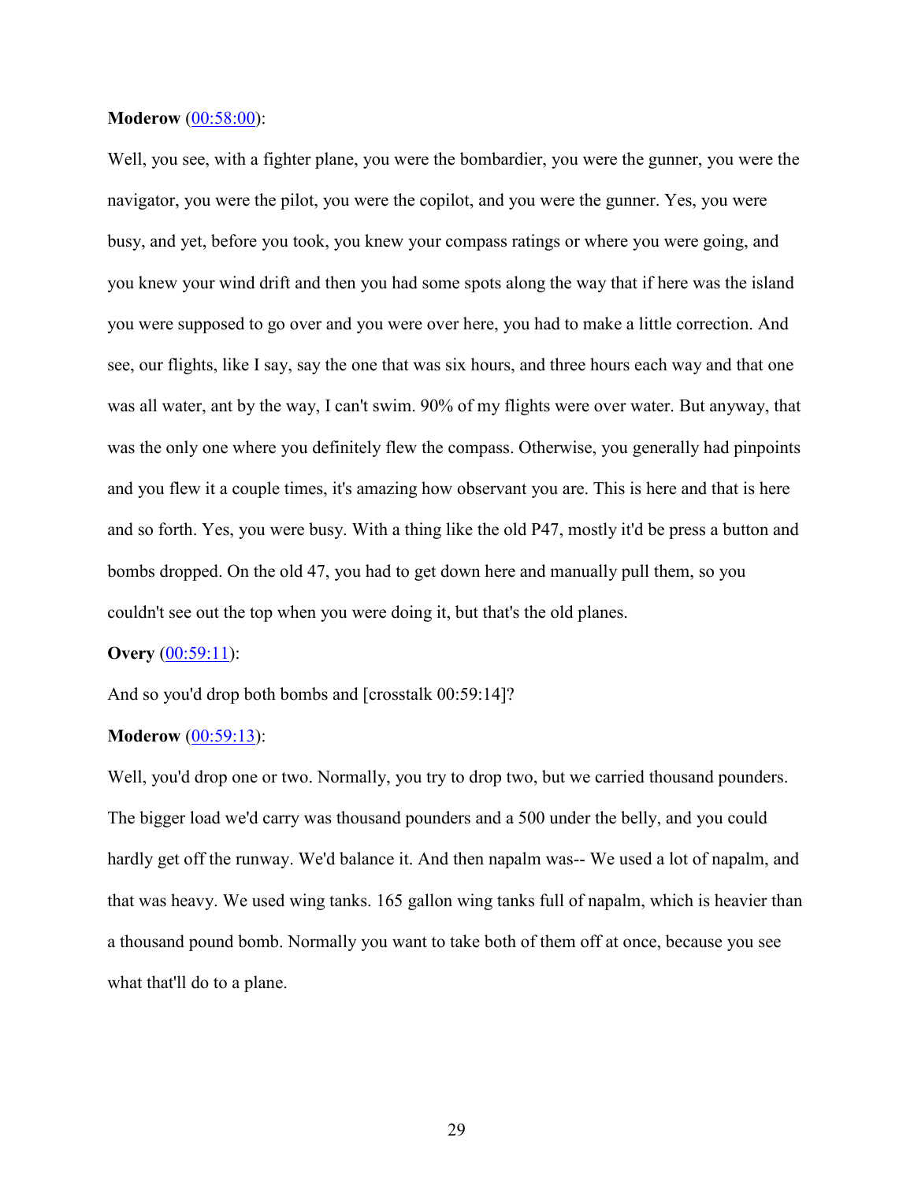**Moderow** (00:58:00):

Well, you see, with a fighter plane, you were the bombardier, you were the gunner, you were the navigator, you were the pilot, you were the copilot, and you were the gunner. Yes, you were busy, and yet, before you took, you knew your compass ratings or where you were going, and you knew your wind drift and then you had some spots along the way that if here was the island you were supposed to go over and you were over here, you had to make a little correction. And see, our flights, like I say, say the one that was six hours, and three hours each way and that one was all water, ant by the way, I can't swim. 90% of my flights were over water. But anyway, that was the only one where you definitely flew the compass. Otherwise, you generally had pinpoints and you flew it a couple times, it's amazing how observant you are. This is here and that is here and so forth. Yes, you were busy. With a thing like the old P47, mostly it'd be press a button and bombs dropped. On the old 47, you had to get down here and manually pull them, so you couldn't see out the top when you were doing it, but that's the old planes.

**Overy** (00:59:11):

And so you'd drop both bombs and [crosstalk 00:59:14]?

**Moderow** (00:59:13):

Well, you'd drop one or two. Normally, you try to drop two, but we carried thousand pounders. The bigger load we'd carry was thousand pounders and a 500 under the belly, and you could hardly get off the runway. We'd balance it. And then napalm was-- We used a lot of napalm, and that was heavy. We used wing tanks. 165 gallon wing tanks full of napalm, which is heavier than a thousand pound bomb. Normally you want to take both of them off at once, because you see what that'll do to a plane.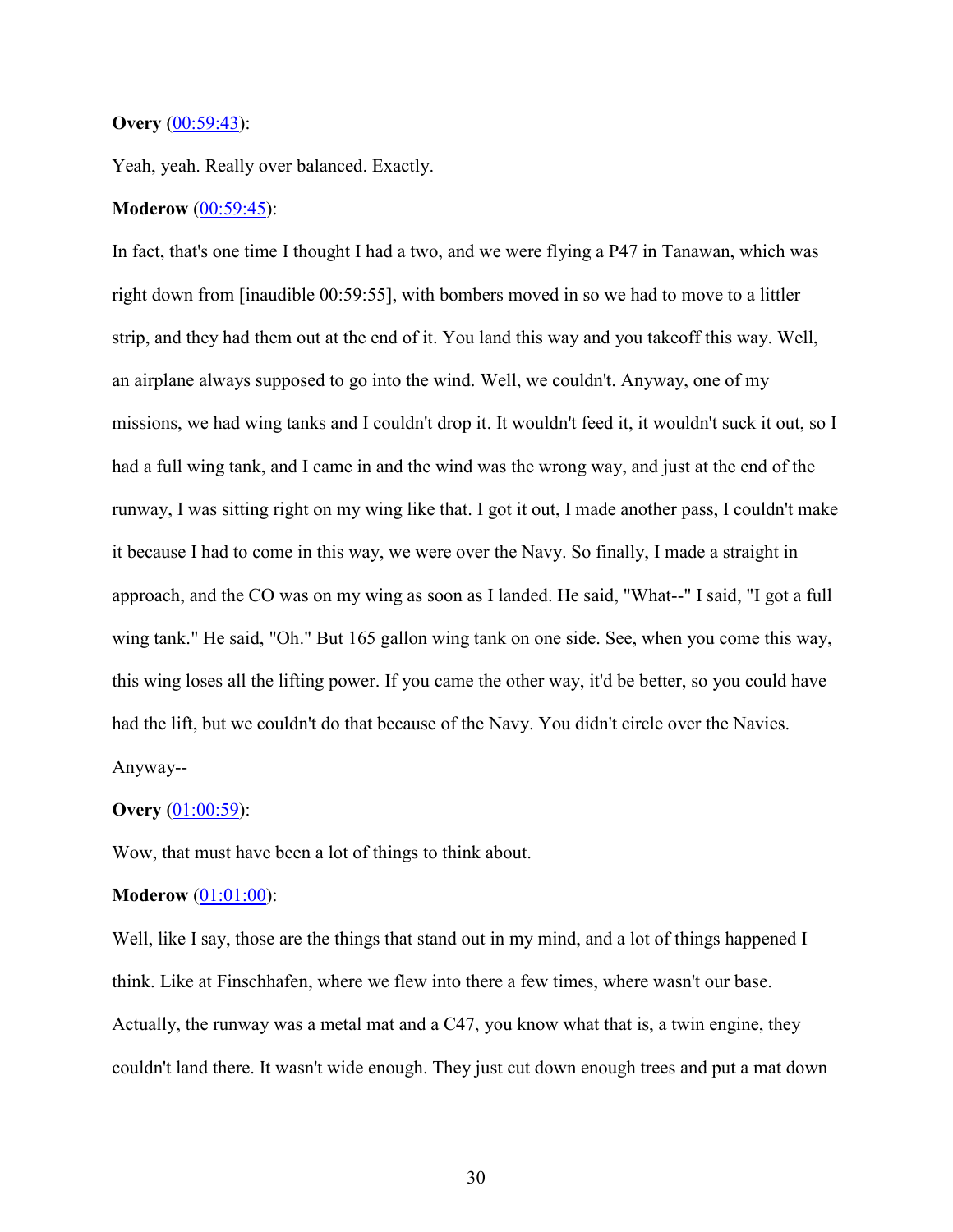**Overy** (00:59:43):

Yeah, yeah. Really over balanced. Exactly.

**Moderow** (00:59:45):

In fact, that's one time I thought I had a two, and we were flying a P47 in Tanawan, which was right down from [inaudible 00:59:55], with bombers moved in so we had to move to a littler strip, and they had them out at the end of it. You land this way and you takeoff this way. Well, an airplane always supposed to go into the wind. Well, we couldn't. Anyway, one of my missions, we had wing tanks and I couldn't drop it. It wouldn't feed it, it wouldn't suck it out, so I had a full wing tank, and I came in and the wind was the wrong way, and just at the end of the runway, I was sitting right on my wing like that. I got it out, I made another pass, I couldn't make it because I had to come in this way, we were over the Navy. So finally, I made a straight in approach, and the CO was on my wing as soon as I landed. He said, "What--" I said, "I got a full wing tank." He said, "Oh." But 165 gallon wing tank on one side. See, when you come this way, this wing loses all the lifting power. If you came the other way, it'd be better, so you could have had the lift, but we couldn't do that because of the Navy. You didn't circle over the Navies. Anyway--

**Overy** (01:00:59):

Wow, that must have been a lot of things to think about.

**Moderow** (01:01:00):

Well, like I say, those are the things that stand out in my mind, and a lot of things happened I think. Like at Finschhafen, where we flew into there a few times, where wasn't our base. Actually, the runway was a metal mat and a C47, you know what that is, a twin engine, they couldn't land there. It wasn't wide enough. They just cut down enough trees and put a mat down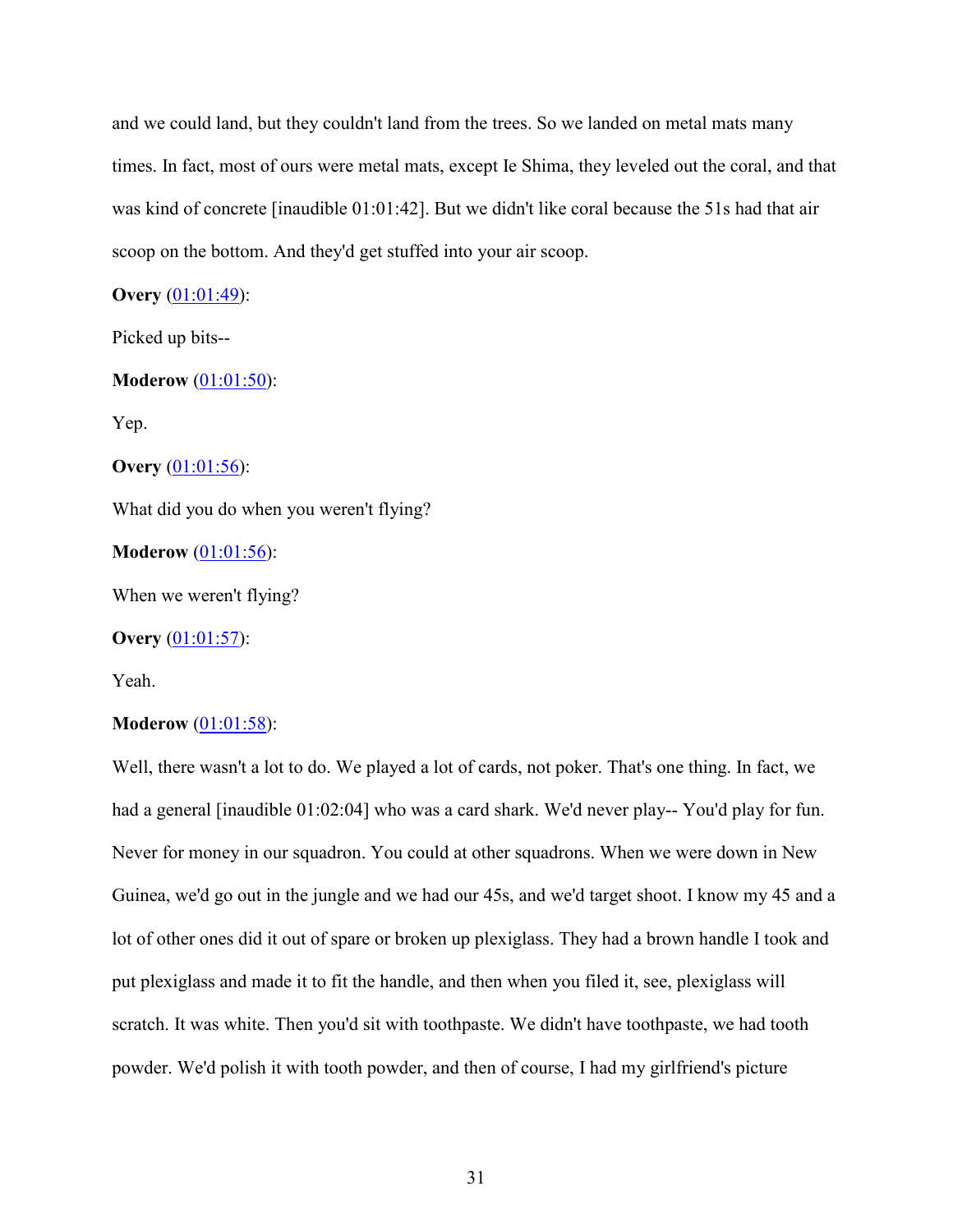and we could land, but they couldn't land from the trees. So we landed on metal mats many times. In fact, most of ours were metal mats, except Ie Shima, they leveled out the coral, and that was kind of concrete [inaudible 01:01:42]. But we didn't like coral because the 51s had that air scoop on the bottom. And they'd get stuffed into your air scoop.

**Overy** (01:01:49):

Picked up bits--

**Moderow** (01:01:50):

Yep.

**Overy** (01:01:56):

What did you do when you weren't flying?

**Moderow** (01:01:56):

When we weren't flying?

**Overy** (01:01:57):

Yeah.

**Moderow** (01:01:58):

Well, there wasn't a lot to do. We played a lot of cards, not poker. That's one thing. In fact, we had a general [inaudible 01:02:04] who was a card shark. We'd never play-- You'd play for fun. Never for money in our squadron. You could at other squadrons. When we were down in New Guinea, we'd go out in the jungle and we had our 45s, and we'd target shoot. I know my 45 and a lot of other ones did it out of spare or broken up plexiglass. They had a brown handle I took and put plexiglass and made it to fit the handle, and then when you filed it, see, plexiglass will scratch. It was white. Then you'd sit with toothpaste. We didn't have toothpaste, we had tooth powder. We'd polish it with tooth powder, and then of course, I had my girlfriend's picture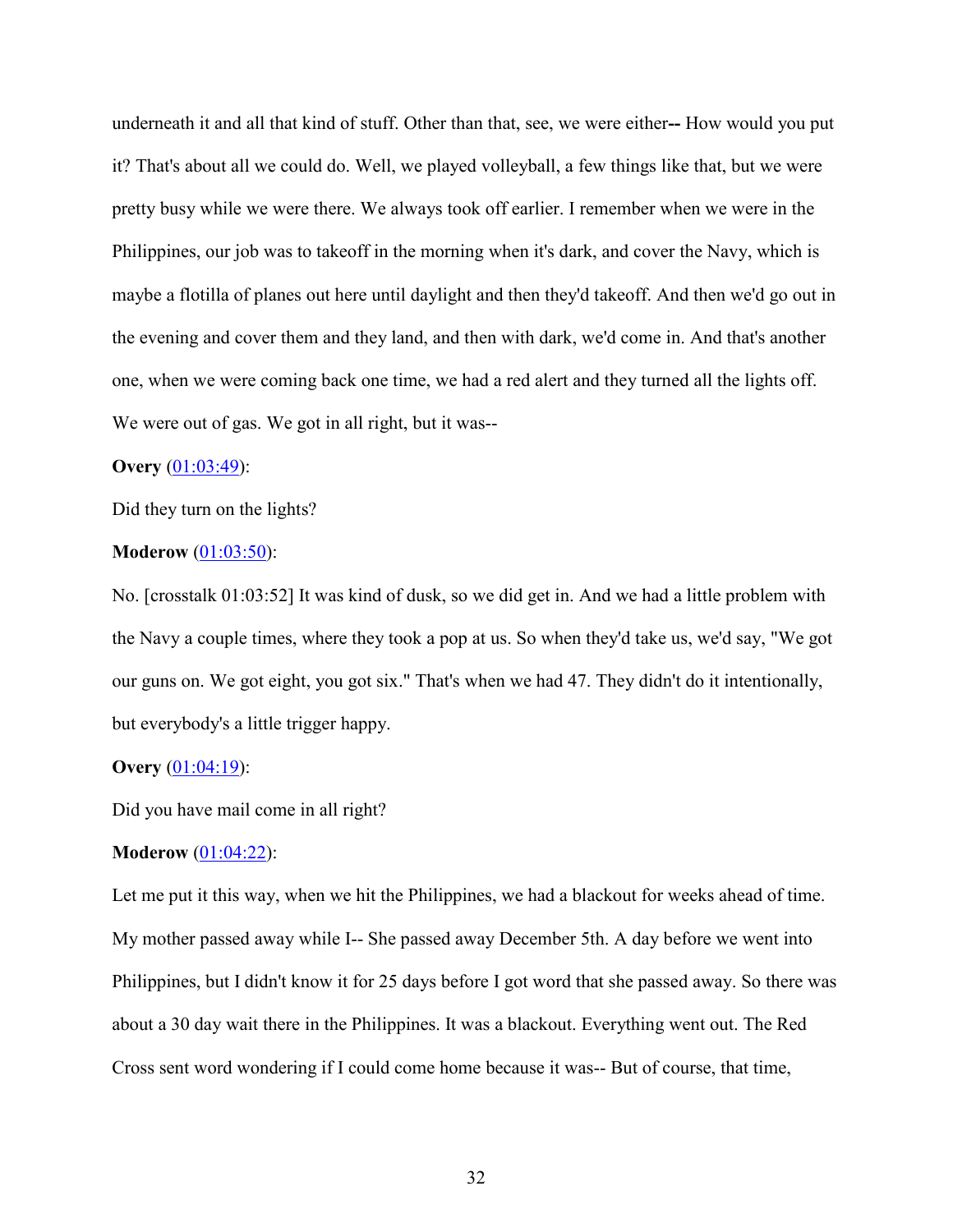underneath it and all that kind of stuff. Other than that, see, we were either-- How would you put it? That's about all we could do. Well, we played volleyball, a few things like that, but we were pretty busy while we were there. We always took off earlier. I remember when we were in the Philippines, our job was to takeoff in the morning when it's dark, and cover the Navy, which is maybe a flotilla of planes out here until daylight and then they'd takeoff. And then we'd go out in the evening and cover them and they land, and then with dark, we'd come in. And that's another one, when we were coming back one time, we had a red alert and they turned all the lights off. We were out of gas. We got in all right, but it was--

**Overy** (01:03:49):

Did they turn on the lights?

**Moderow** (01:03:50):

No. [crosstalk 01:03:52] It was kind of dusk, so we did get in. And we had a little problem with the Navy a couple times, where they took a pop at us. So when they'd take us, we'd say, "We got our guns on. We got eight, you got six." That's when we had 47. They didn't do it intentionally, but everybody's a little trigger happy.

**Overy** (01:04:19):

Did you have mail come in all right?

**Moderow** (01:04:22):

Let me put it this way, when we hit the Philippines, we had a blackout for weeks ahead of time. My mother passed away while I-- She passed away December 5th. A day before we went into Philippines, but I didn't know it for 25 days before I got word that she passed away. So there was about a 30 day wait there in the Philippines. It was a blackout. Everything went out. The Red Cross sent word wondering if I could come home because it was-- But of course, that time,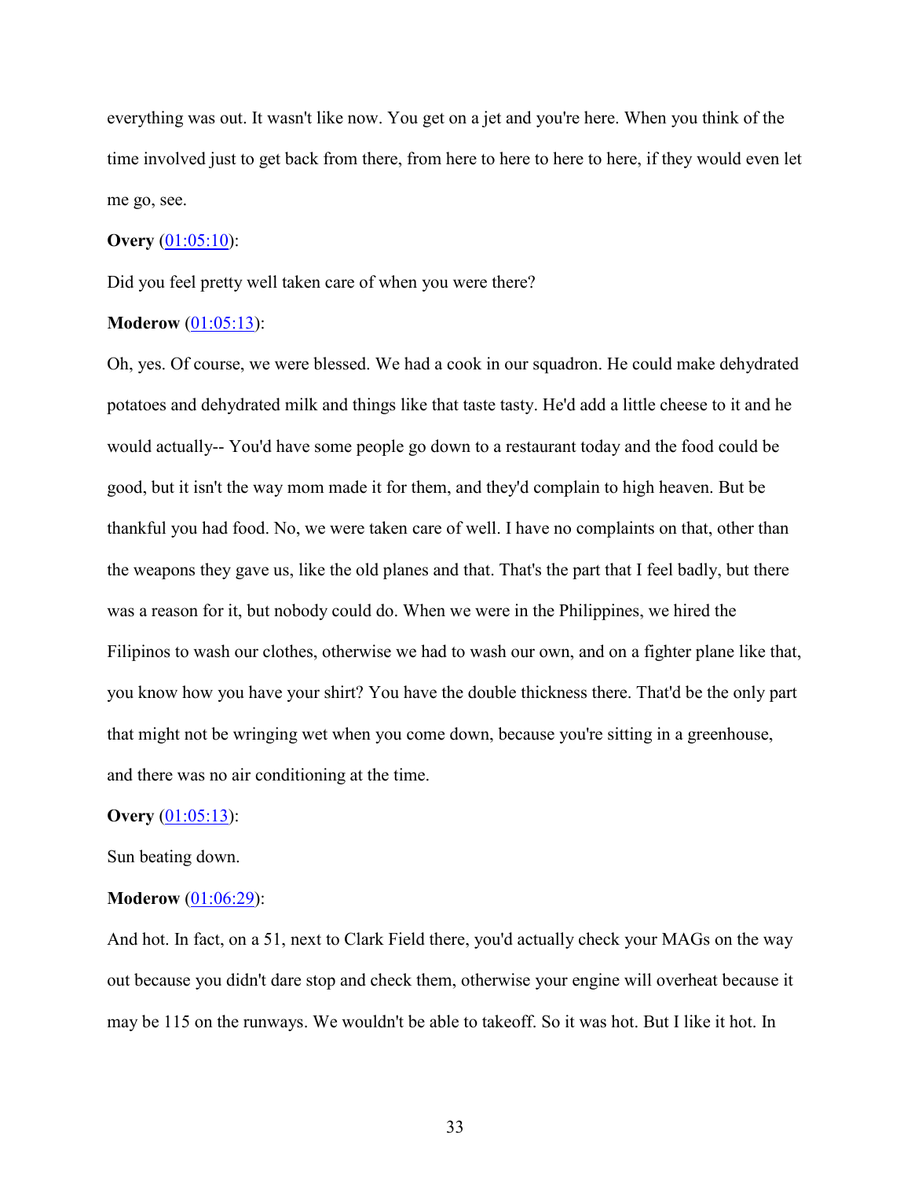everything was out. It wasn't like now. You get on a jet and you're here. When you think of the time involved just to get back from there, from here to here to here to here, if they would even let me go, see.

**Overy** ([01:05:10]()):

Did you feel pretty well taken care of when you were there?

**Moderow** ([01:05:13]()):

Oh, yes. Of course, we were blessed. We had a cook in our squadron. He could make dehydrated potatoes and dehydrated milk and things like that taste tasty. He'd add a little cheese to it and he would actually-- You'd have some people go down to a restaurant today and the food could be good, but it isn't the way mom made it for them, and they'd complain to high heaven. But be thankful you had food. No, we were taken care of well. I have no complaints on that, other than the weapons they gave us, like the old planes and that. That's the part that I feel badly, but there was a reason for it, but nobody could do. When we were in the Philippines, we hired the Filipinos to wash our clothes, otherwise we had to wash our own, and on a fighter plane like that, you know how you have your shirt? You have the double thickness there. That'd be the only part that might not be wringing wet when you come down, because you're sitting in a greenhouse, and there was no air conditioning at the time.

**Overy** ([01:05:13]()):

Sun beating down.

**Moderow** ([01:06:29]()):

And hot. In fact, on a 51, next to Clark Field there, you'd actually check your MAGs on the way out because you didn't dare stop and check them, otherwise your engine will overheat because it may be 115 on the runways. We wouldn't be able to takeoff. So it was hot. But I like it hot. In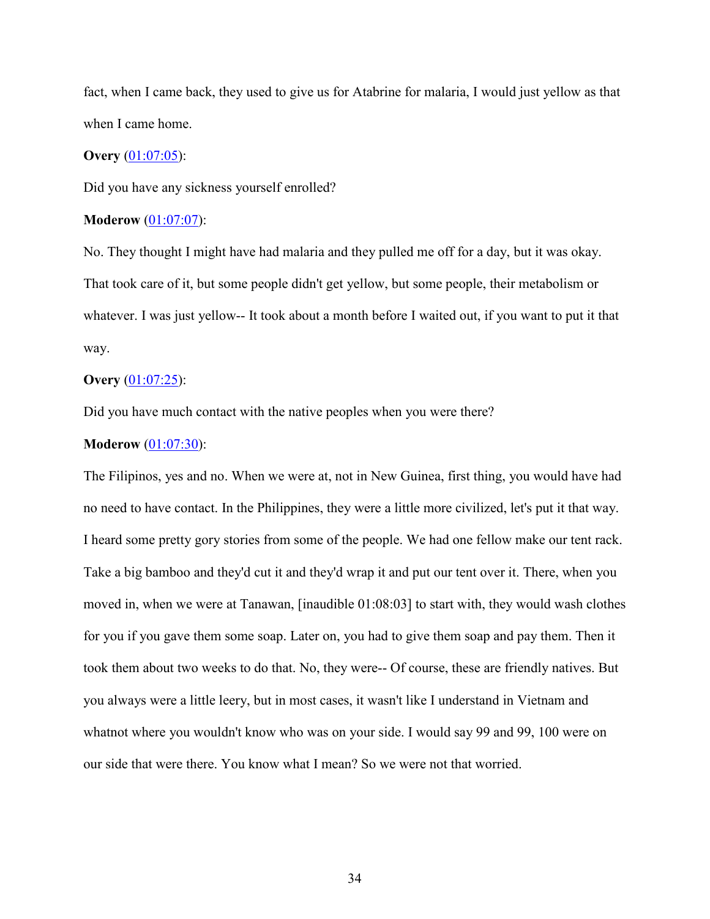fact, when I came back, they used to give us for Atabrine for malaria, I would just yellow as that when I came home.

**Overy** ([01:07:05](#)):

Did you have any sickness yourself enrolled?

**Moderow** ([01:07:07](#)):

No. They thought I might have had malaria and they pulled me off for a day, but it was okay. That took care of it, but some people didn't get yellow, but some people, their metabolism or whatever. I was just yellow-- It took about a month before I waited out, if you want to put it that way.

**Overy** ([01:07:25](#)):

Did you have much contact with the native peoples when you were there?

**Moderow** ([01:07:30](#)):

The Filipinos, yes and no. When we were at, not in New Guinea, first thing, you would have had no need to have contact. In the Philippines, they were a little more civilized, let's put it that way. I heard some pretty gory stories from some of the people. We had one fellow make our tent rack. Take a big bamboo and they'd cut it and they'd wrap it and put our tent over it. There, when you moved in, when we were at Tanawan, [inaudible 01:08:03] to start with, they would wash clothes for you if you gave them some soap. Later on, you had to give them soap and pay them. Then it took them about two weeks to do that. No, they were-- Of course, these are friendly natives. But you always were a little leery, but in most cases, it wasn't like I understand in Vietnam and whatnot where you wouldn't know who was on your side. I would say 99 and 99, 100 were on our side that were there. You know what I mean? So we were not that worried.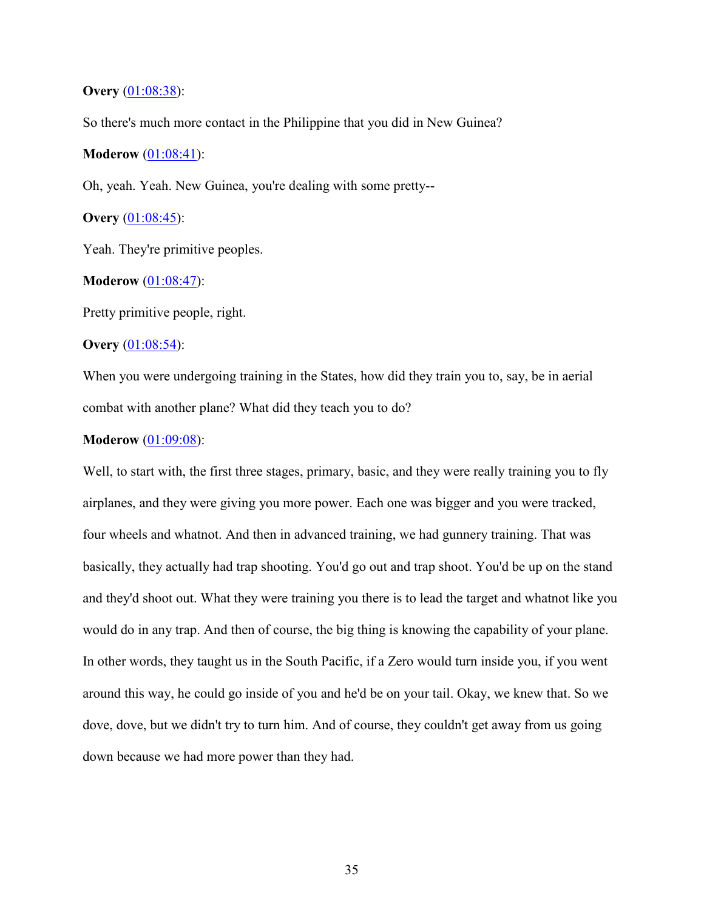**Overy** (01:08:38):

So there's much more contact in the Philippine that you did in New Guinea?

**Moderow** (01:08:41):

Oh, yeah. Yeah. New Guinea, you're dealing with some pretty--

**Overy** (01:08:45):

Yeah. They're primitive peoples.

**Moderow** (01:08:47):

Pretty primitive people, right.

**Overy** (01:08:54):

When you were undergoing training in the States, how did they train you to, say, be in aerial combat with another plane? What did they teach you to do?

**Moderow** (01:09:08):

Well, to start with, the first three stages, primary, basic, and they were really training you to fly airplanes, and they were giving you more power. Each one was bigger and you were tracked, four wheels and whatnot. And then in advanced training, we had gunnery training. That was basically, they actually had trap shooting. You'd go out and trap shoot. You'd be up on the stand and they'd shoot out. What they were training you there is to lead the target and whatnot like you would do in any trap. And then of course, the big thing is knowing the capability of your plane. In other words, they taught us in the South Pacific, if a Zero would turn inside you, if you went around this way, he could go inside of you and he'd be on your tail. Okay, we knew that. So we dove, dove, but we didn't try to turn him. And of course, they couldn't get away from us going down because we had more power than they had.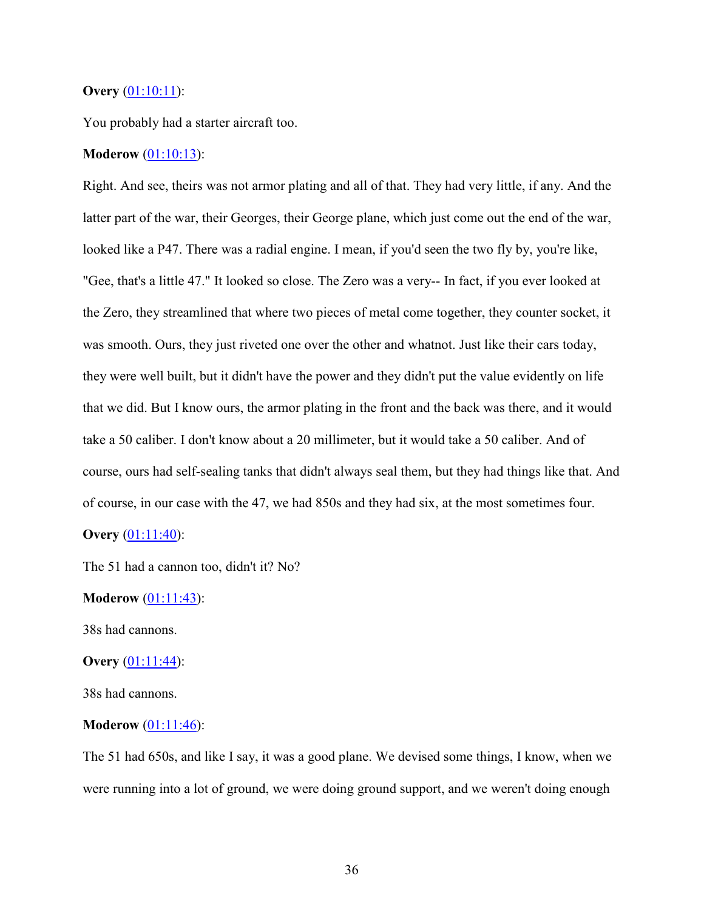**Overy** ([01:10:11](#)):

You probably had a starter aircraft too.

**Moderow** ([01:10:13](#)):

Right. And see, theirs was not armor plating and all of that. They had very little, if any. And the latter part of the war, their Georges, their George plane, which just come out the end of the war, looked like a P47. There was a radial engine. I mean, if you'd seen the two fly by, you're like, "Gee, that's a little 47." It looked so close. The Zero was a very-- In fact, if you ever looked at the Zero, they streamlined that where two pieces of metal come together, they counter socket, it was smooth. Ours, they just riveted one over the other and whatnot. Just like their cars today, they were well built, but it didn't have the power and they didn't put the value evidently on life that we did. But I know ours, the armor plating in the front and the back was there, and it would take a 50 caliber. I don't know about a 20 millimeter, but it would take a 50 caliber. And of course, ours had self-sealing tanks that didn't always seal them, but they had things like that. And of course, in our case with the 47, we had 850s and they had six, at the most sometimes four.

**Overy** ([01:11:40](#)):

The 51 had a cannon too, didn't it? No?

**Moderow** ([01:11:43](#)):

38s had cannons.

**Overy** ([01:11:44](#)):

38s had cannons.

**Moderow** ([01:11:46](#)):

The 51 had 650s, and like I say, it was a good plane. We devised some things, I know, when we were running into a lot of ground, we were doing ground support, and we weren't doing enough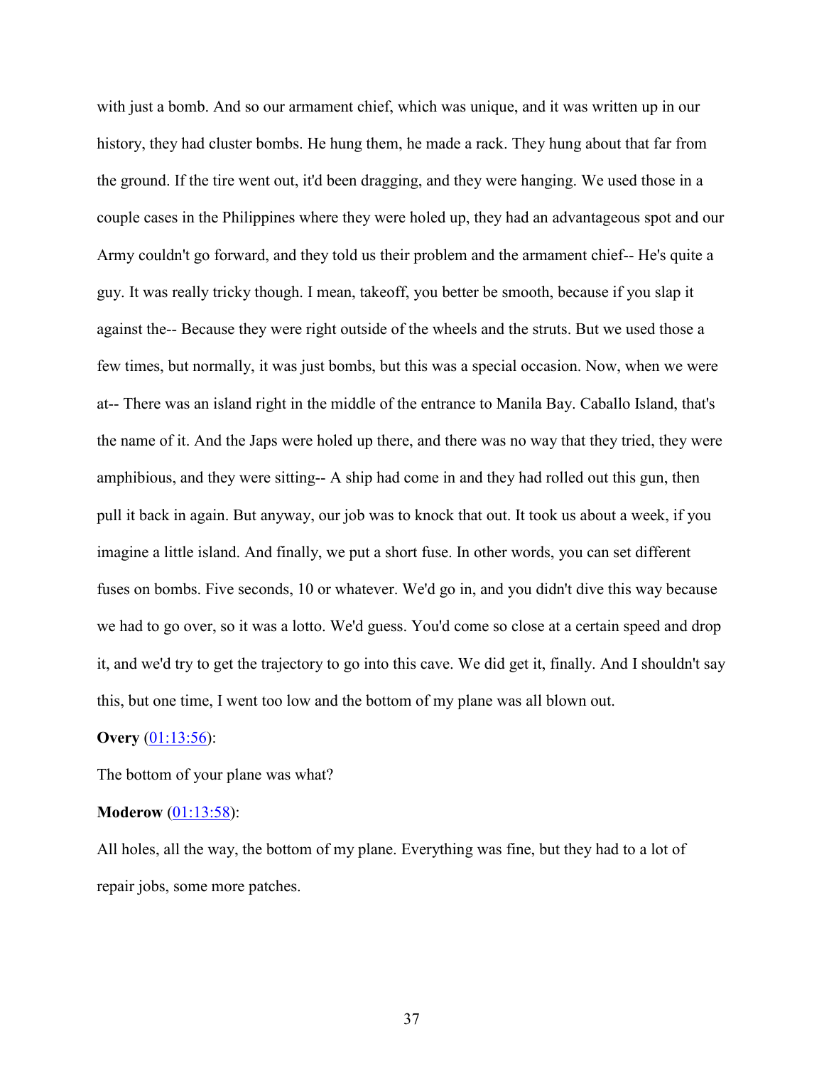with just a bomb. And so our armament chief, which was unique, and it was written up in our history, they had cluster bombs. He hung them, he made a rack. They hung about that far from the ground. If the tire went out, it'd been dragging, and they were hanging. We used those in a couple cases in the Philippines where they were holed up, they had an advantageous spot and our Army couldn't go forward, and they told us their problem and the armament chief-- He's quite a guy. It was really tricky though. I mean, takeoff, you better be smooth, because if you slap it against the-- Because they were right outside of the wheels and the struts. But we used those a few times, but normally, it was just bombs, but this was a special occasion. Now, when we were at-- There was an island right in the middle of the entrance to Manila Bay. Caballo Island, that's the name of it. And the Japs were holed up there, and there was no way that they tried, they were amphibious, and they were sitting-- A ship had come in and they had rolled out this gun, then pull it back in again. But anyway, our job was to knock that out. It took us about a week, if you imagine a little island. And finally, we put a short fuse. In other words, you can set different fuses on bombs. Five seconds, 10 or whatever. We'd go in, and you didn't dive this way because we had to go over, so it was a lotto. We'd guess. You'd come so close at a certain speed and drop it, and we'd try to get the trajectory to go into this cave. We did get it, finally. And I shouldn't say this, but one time, I went too low and the bottom of my plane was all blown out.

**Overy** ([01:13:56]):

The bottom of your plane was what?

**Moderow** ([01:13:58]):

All holes, all the way, the bottom of my plane. Everything was fine, but they had to a lot of repair jobs, some more patches.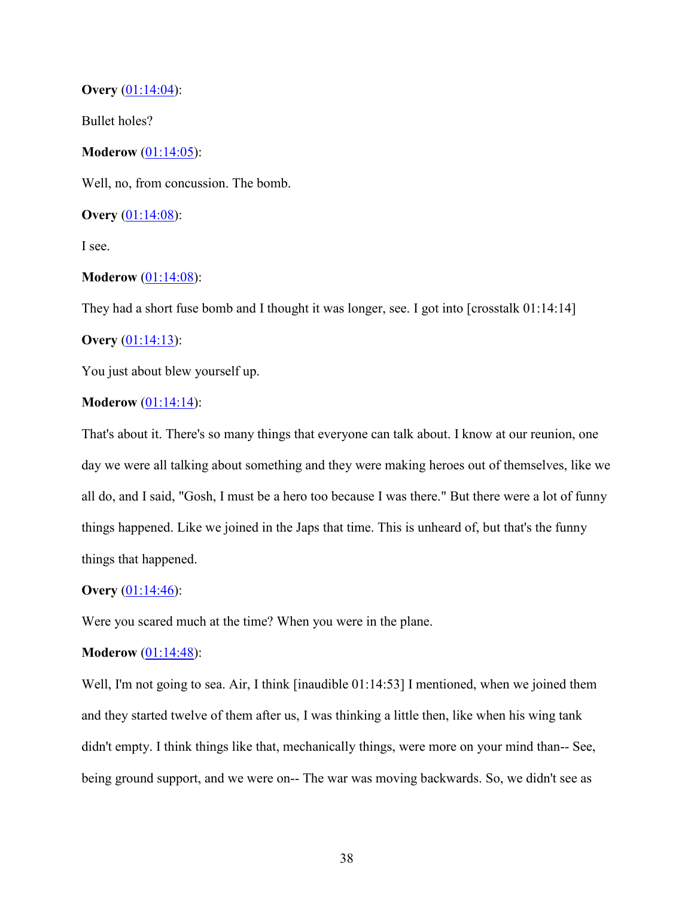**Overy** (01:14:04):

Bullet holes?

**Moderow** (01:14:05):

Well, no, from concussion. The bomb.

**Overy** (01:14:08):

I see.

**Moderow** (01:14:08):

They had a short fuse bomb and I thought it was longer, see. I got into [crosstalk 01:14:14]

**Overy** (01:14:13):

You just about blew yourself up.

**Moderow** (01:14:14):

That's about it. There's so many things that everyone can talk about. I know at our reunion, one day we were all talking about something and they were making heroes out of themselves, like we all do, and I said, "Gosh, I must be a hero too because I was there." But there were a lot of funny things happened. Like we joined in the Japs that time. This is unheard of, but that's the funny things that happened.

**Overy** (01:14:46):

Were you scared much at the time? When you were in the plane.

**Moderow** (01:14:48):

Well, I'm not going to sea. Air, I think [inaudible 01:14:53] I mentioned, when we joined them and they started twelve of them after us, I was thinking a little then, like when his wing tank didn't empty. I think things like that, mechanically things, were more on your mind than-- See, being ground support, and we were on-- The war was moving backwards. So, we didn't see as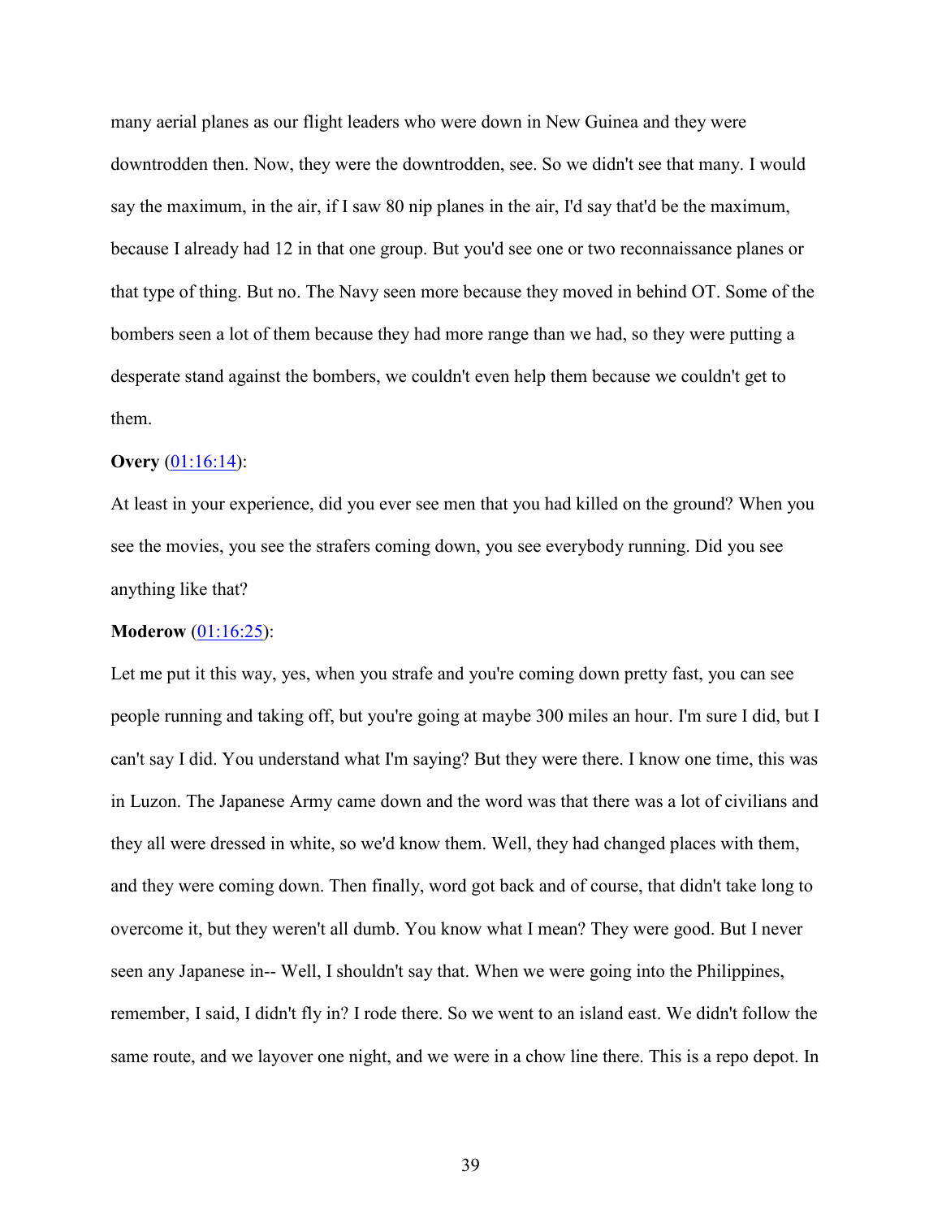many aerial planes as our flight leaders who were down in New Guinea and they were downtrodden then. Now, they were the downtrodden, see. So we didn't see that many. I would say the maximum, in the air, if I saw 80 nip planes in the air, I'd say that'd be the maximum, because I already had 12 in that one group. But you'd see one or two reconnaissance planes or that type of thing. But no. The Navy seen more because they moved in behind OT. Some of the bombers seen a lot of them because they had more range than we had, so they were putting a desperate stand against the bombers, we couldn't even help them because we couldn't get to them.

**Overy** (01:16:14):

At least in your experience, did you ever see men that you had killed on the ground? When you see the movies, you see the strafers coming down, you see everybody running. Did you see anything like that?

**Moderow** (01:16:25):

Let me put it this way, yes, when you strafe and you're coming down pretty fast, you can see people running and taking off, but you're going at maybe 300 miles an hour. I'm sure I did, but I can't say I did. You understand what I'm saying? But they were there. I know one time, this was in Luzon. The Japanese Army came down and the word was that there was a lot of civilians and they all were dressed in white, so we'd know them. Well, they had changed places with them, and they were coming down. Then finally, word got back and of course, that didn't take long to overcome it, but they weren't all dumb. You know what I mean? They were good. But I never seen any Japanese in-- Well, I shouldn't say that. When we were going into the Philippines, remember, I said, I didn't fly in? I rode there. So we went to an island east. We didn't follow the same route, and we layover one night, and we were in a chow line there. This is a repo depot. In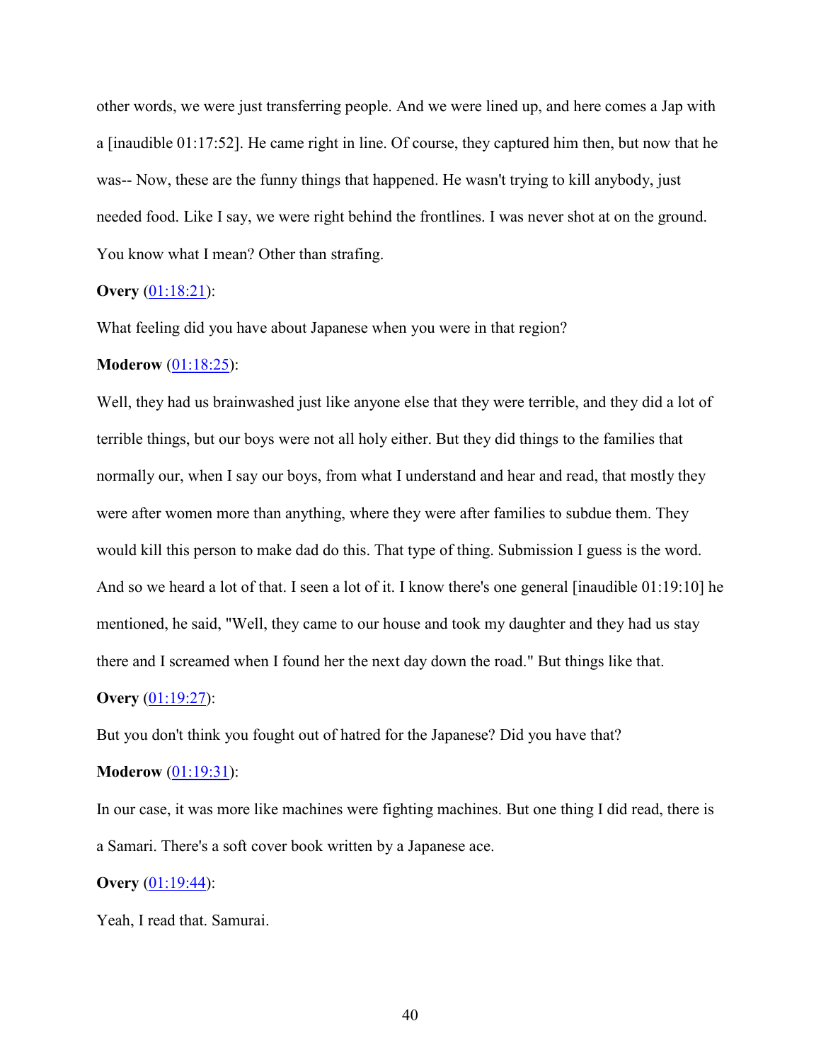other words, we were just transferring people. And we were lined up, and here comes a Jap with a [inaudible 01:17:52]. He came right in line. Of course, they captured him then, but now that he was-- Now, these are the funny things that happened. He wasn't trying to kill anybody, just needed food. Like I say, we were right behind the frontlines. I was never shot at on the ground. You know what I mean? Other than strafing.

**Overy** (01:18:21):

What feeling did you have about Japanese when you were in that region?

**Moderow** (01:18:25):

Well, they had us brainwashed just like anyone else that they were terrible, and they did a lot of terrible things, but our boys were not all holy either. But they did things to the families that normally our, when I say our boys, from what I understand and hear and read, that mostly they were after women more than anything, where they were after families to subdue them. They would kill this person to make dad do this. That type of thing. Submission I guess is the word. And so we heard a lot of that. I seen a lot of it. I know there's one general [inaudible 01:19:10] he mentioned, he said, "Well, they came to our house and took my daughter and they had us stay there and I screamed when I found her the next day down the road." But things like that.

**Overy** (01:19:27):

But you don't think you fought out of hatred for the Japanese? Did you have that?

**Moderow** (01:19:31):

In our case, it was more like machines were fighting machines. But one thing I did read, there is a Samari. There's a soft cover book written by a Japanese ace.

**Overy** (01:19:44):

Yeah, I read that. Samurai.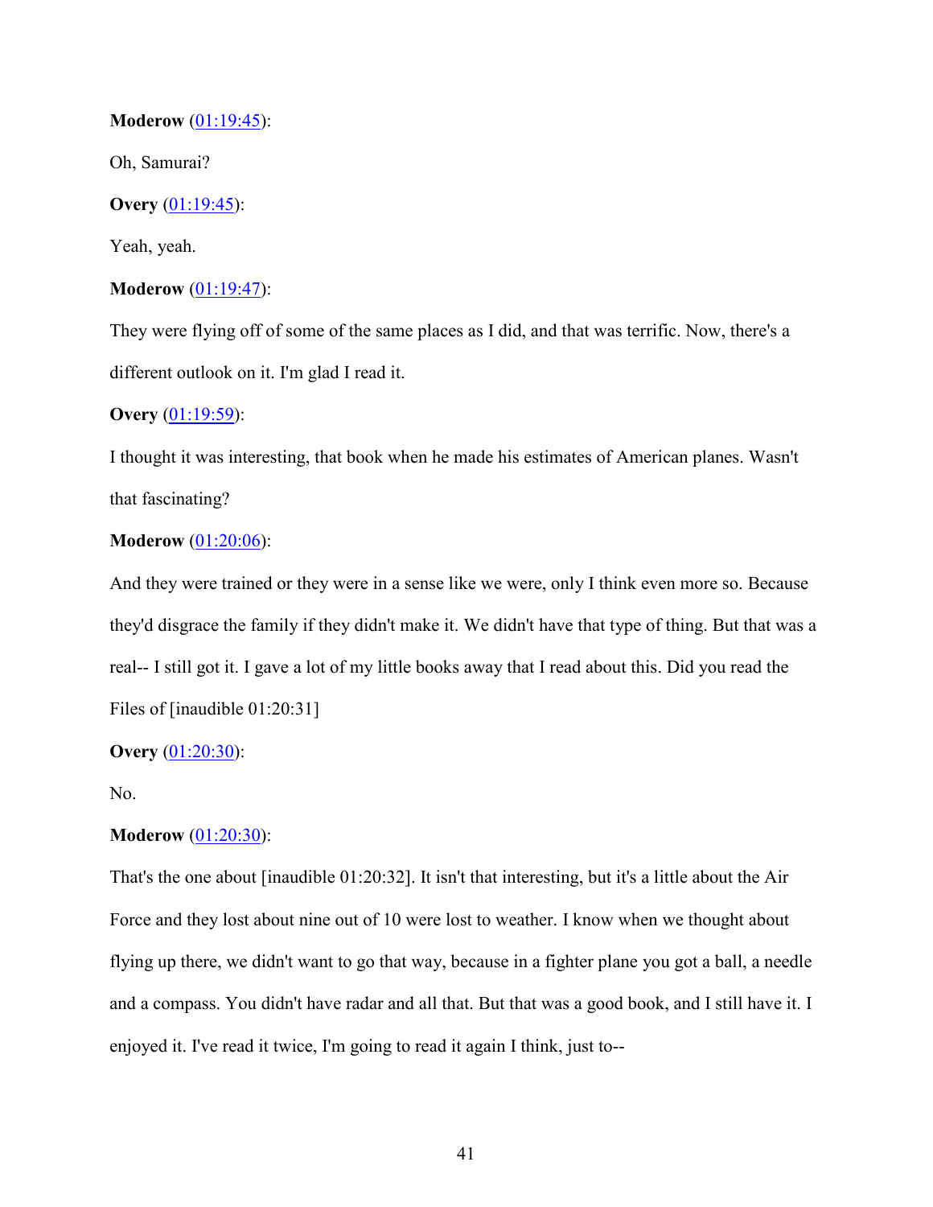**Moderow** ([01:19:45](#)):

Oh, Samurai?

**Overy** ([01:19:45](#)):

Yeah, yeah.

**Moderow** ([01:19:47](#)):

They were flying off of some of the same places as I did, and that was terrific. Now, there's a different outlook on it. I'm glad I read it.

**Overy** ([01:19:59](#)):

I thought it was interesting, that book when he made his estimates of American planes. Wasn't that fascinating?

**Moderow** ([01:20:06](#)):

And they were trained or they were in a sense like we were, only I think even more so. Because they'd disgrace the family if they didn't make it. We didn't have that type of thing. But that was a real-- I still got it. I gave a lot of my little books away that I read about this. Did you read the Files of [inaudible 01:20:31]

**Overy** ([01:20:30](#)):

No.

**Moderow** ([01:20:30](#)):

That's the one about [inaudible 01:20:32]. It isn't that interesting, but it's a little about the Air Force and they lost about nine out of 10 were lost to weather. I know when we thought about flying up there, we didn't want to go that way, because in a fighter plane you got a ball, a needle and a compass. You didn't have radar and all that. But that was a good book, and I still have it. I enjoyed it. I've read it twice, I'm going to read it again I think, just to--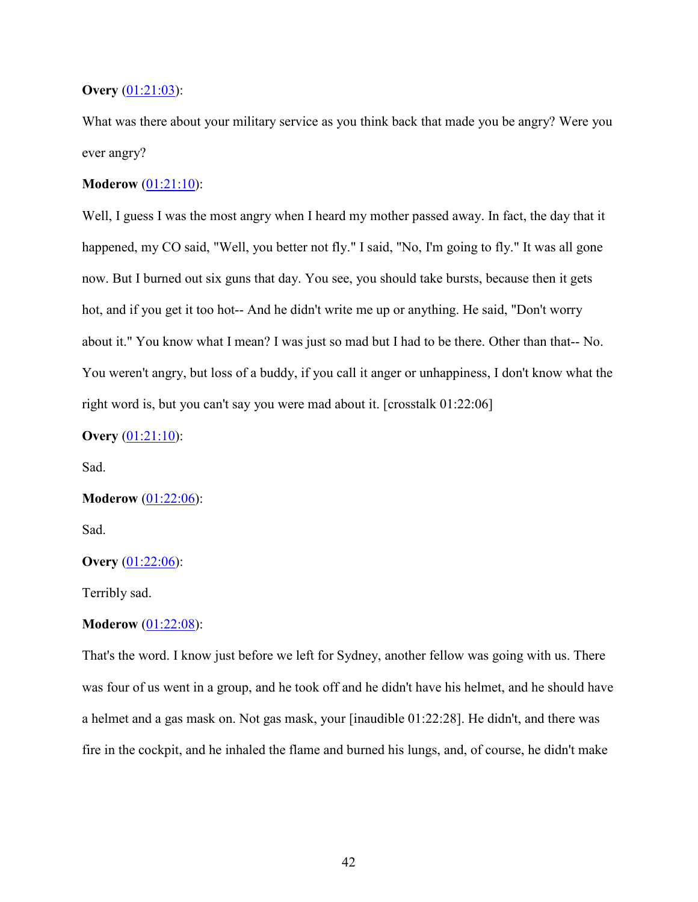**Overy** ([01:21:03]()):

What was there about your military service as you think back that made you be angry? Were you ever angry?

**Moderow** ([01:21:10]()):

Well, I guess I was the most angry when I heard my mother passed away. In fact, the day that it happened, my CO said, "Well, you better not fly." I said, "No, I'm going to fly." It was all gone now. But I burned out six guns that day. You see, you should take bursts, because then it gets hot, and if you get it too hot-- And he didn't write me up or anything. He said, "Don't worry about it." You know what I mean? I was just so mad but I had to be there. Other than that-- No. You weren't angry, but loss of a buddy, if you call it anger or unhappiness, I don't know what the right word is, but you can't say you were mad about it. [crosstalk 01:22:06]

**Overy** ([01:21:10]()):

Sad.

**Moderow** ([01:22:06]()):

Sad.

**Overy** ([01:22:06]()):

Terribly sad.

**Moderow** ([01:22:08]()):

That's the word. I know just before we left for Sydney, another fellow was going with us. There was four of us went in a group, and he took off and he didn't have his helmet, and he should have a helmet and a gas mask on. Not gas mask, your [inaudible 01:22:28]. He didn't, and there was fire in the cockpit, and he inhaled the flame and burned his lungs, and, of course, he didn't make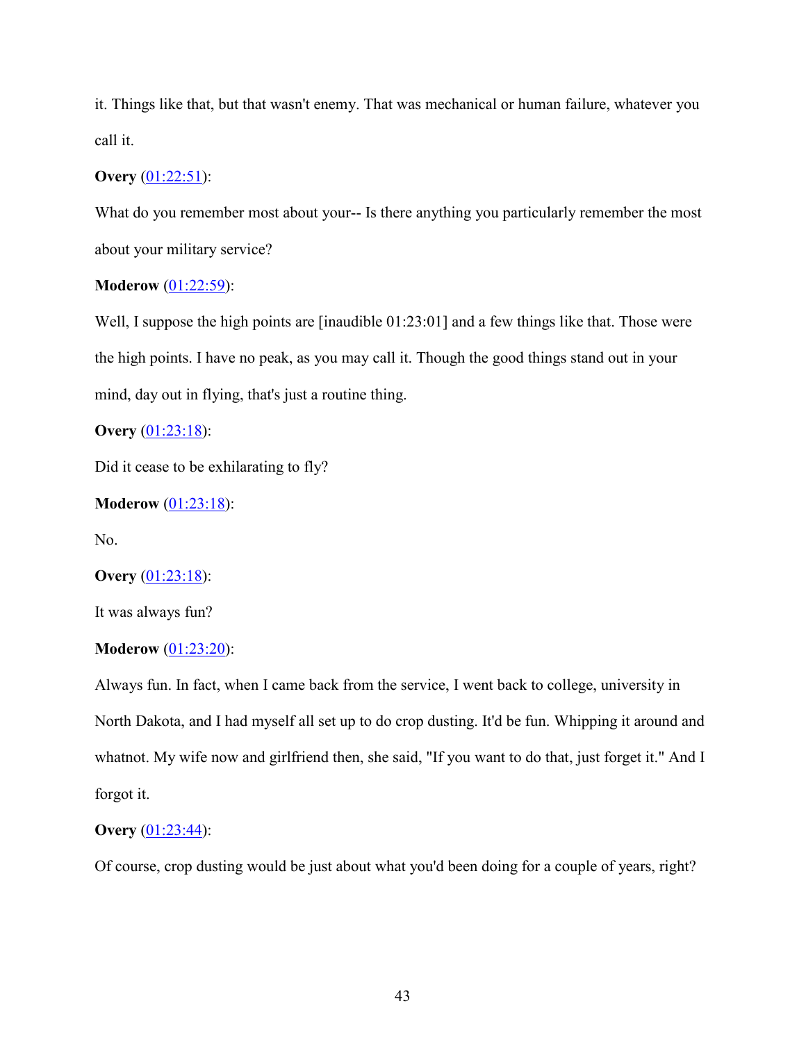it. Things like that, but that wasn't enemy. That was mechanical or human failure, whatever you call it.

**Overy** (01:22:51):

What do you remember most about your-- Is there anything you particularly remember the most about your military service?

**Moderow** (01:22:59):

Well, I suppose the high points are [inaudible 01:23:01] and a few things like that. Those were the high points. I have no peak, as you may call it. Though the good things stand out in your mind, day out in flying, that's just a routine thing.

**Overy** (01:23:18):

Did it cease to be exhilarating to fly?

**Moderow** (01:23:18):

No.

**Overy** (01:23:18):

It was always fun?

**Moderow** (01:23:20):

Always fun. In fact, when I came back from the service, I went back to college, university in North Dakota, and I had myself all set up to do crop dusting. It'd be fun. Whipping it around and whatnot. My wife now and girlfriend then, she said, "If you want to do that, just forget it." And I forgot it.

**Overy** (01:23:44):

Of course, crop dusting would be just about what you'd been doing for a couple of years, right?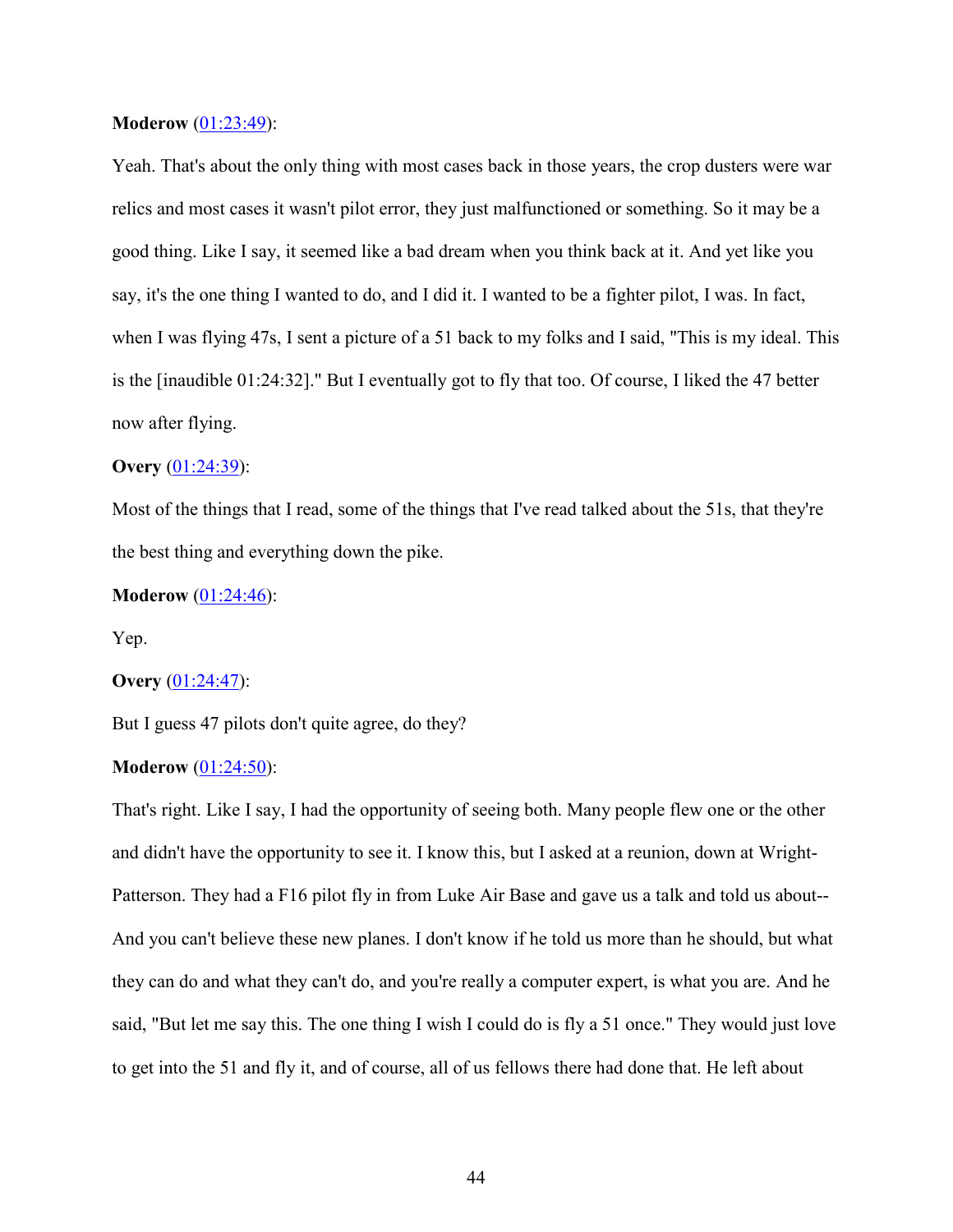**Moderow** ([01:23:49](#)):

Yeah. That's about the only thing with most cases back in those years, the crop dusters were war relics and most cases it wasn't pilot error, they just malfunctioned or something. So it may be a good thing. Like I say, it seemed like a bad dream when you think back at it. And yet like you say, it's the one thing I wanted to do, and I did it. I wanted to be a fighter pilot, I was. In fact, when I was flying 47s, I sent a picture of a 51 back to my folks and I said, "This is my ideal. This is the [inaudible 01:24:32]." But I eventually got to fly that too. Of course, I liked the 47 better now after flying.

**Overy** ([01:24:39](#)):

Most of the things that I read, some of the things that I've read talked about the 51s, that they're the best thing and everything down the pike.

**Moderow** ([01:24:46](#)):

Yep.

**Overy** ([01:24:47](#)):

But I guess 47 pilots don't quite agree, do they?

**Moderow** ([01:24:50](#)):

That's right. Like I say, I had the opportunity of seeing both. Many people flew one or the other and didn't have the opportunity to see it. I know this, but I asked at a reunion, down at Wright-Patterson. They had a F16 pilot fly in from Luke Air Base and gave us a talk and told us about-- And you can't believe these new planes. I don't know if he told us more than he should, but what they can do and what they can't do, and you're really a computer expert, is what you are. And he said, "But let me say this. The one thing I wish I could do is fly a 51 once." They would just love to get into the 51 and fly it, and of course, all of us fellows there had done that. He left about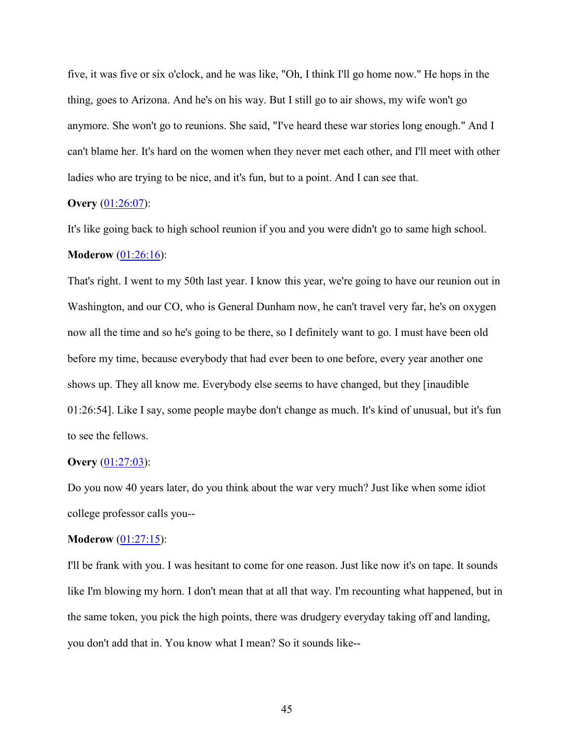five, it was five or six o'clock, and he was like, "Oh, I think I'll go home now." He hops in the thing, goes to Arizona. And he's on his way. But I still go to air shows, my wife won't go anymore. She won't go to reunions. She said, "I've heard these war stories long enough." And I can't blame her. It's hard on the women when they never met each other, and I'll meet with other ladies who are trying to be nice, and it's fun, but to a point. And I can see that.

**Overy** (01:26:07):

It's like going back to high school reunion if you and you were didn't go to same high school.

**Moderow** (01:26:16):

That's right. I went to my 50th last year. I know this year, we're going to have our reunion out in Washington, and our CO, who is General Dunham now, he can't travel very far, he's on oxygen now all the time and so he's going to be there, so I definitely want to go. I must have been old before my time, because everybody that had ever been to one before, every year another one shows up. They all know me. Everybody else seems to have changed, but they [inaudible 01:26:54]. Like I say, some people maybe don't change as much. It's kind of unusual, but it's fun to see the fellows.

**Overy** (01:27:03):

Do you now 40 years later, do you think about the war very much? Just like when some idiot college professor calls you--

**Moderow** (01:27:15):

I'll be frank with you. I was hesitant to come for one reason. Just like now it's on tape. It sounds like I'm blowing my horn. I don't mean that at all that way. I'm recounting what happened, but in the same token, you pick the high points, there was drudgery everyday taking off and landing, you don't add that in. You know what I mean? So it sounds like--